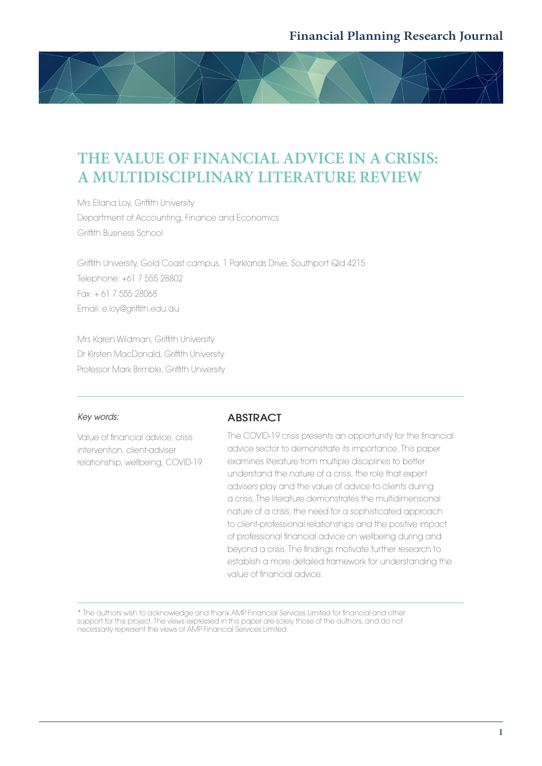# THE VALUE OF FINANCIAL ADVICE IN A CRISIS: A MULTIDISCIPLINARY LITERATURE REVIEW

Mrs Ellana Loy, Griffith University
Department of Accounting, Finance and Economics
Griffith Business School

Griffith University, Gold Coast campus, 1 Parklands Drive, Southport Qld 4215
Telephone: +61 7 555 28802
Fax: + 61 7 555 28068
Email: e.loy@griffith.edu.au

Mrs Karen Wildman, Griffith University
Dr Kirsten MacDonald, Griffith University
Professor Mark Brimble, Griffith University

*Key words:*

Value of financial advice, crisis intervention, client-adviser relationship, wellbeing, COVID-19

## ABSTRACT

The COVID-19 crisis presents an opportunity for the financial advice sector to demonstrate its importance. This paper examines literature from multiple disciplines to better understand the nature of a crisis, the role that expert advisers play and the value of advice to clients during a crisis. The literature demonstrates the multidimensional nature of a crisis, the need for a sophisticated approach to client-professional relationships and the positive impact of professional financial advice on wellbeing during and beyond a crisis. The findings motivate further research to establish a more detailed framework for understanding the value of financial advice.

* The authors wish to acknowledge and thank AMP Financial Services Limited for financial and other support for this project. The views expressed in this paper are solely those of the authors, and do not necessarily represent the views of AMP Financial Services Limited.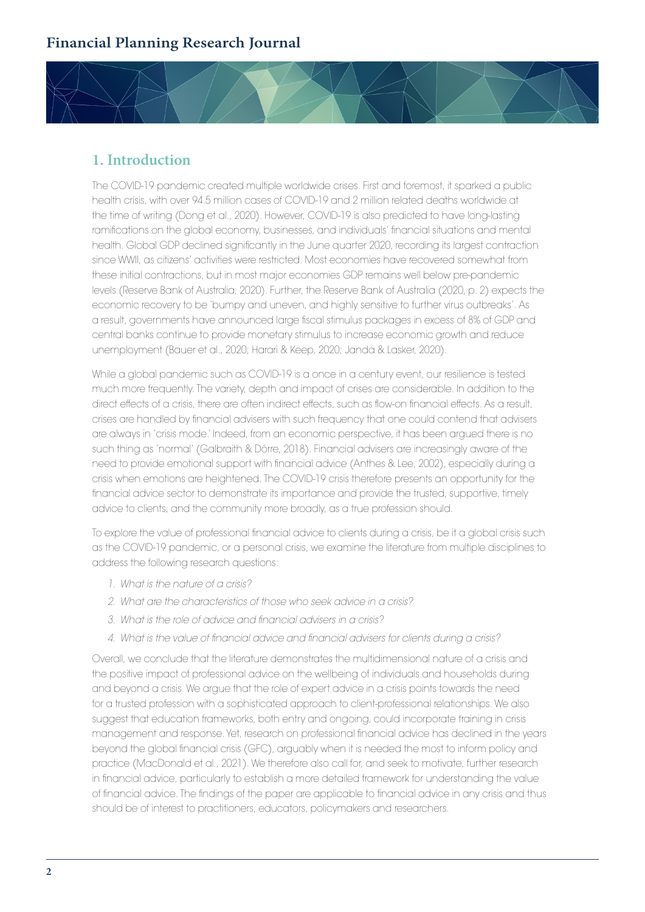## 1. Introduction

The COVID-19 pandemic created multiple worldwide crises. First and foremost, it sparked a public health crisis, with over 94.5 million cases of COVID-19 and 2 million related deaths worldwide at the time of writing (Dong et al., 2020). However, COVID-19 is also predicted to have long-lasting ramifications on the global economy, businesses, and individuals' financial situations and mental health. Global GDP declined significantly in the June quarter 2020, recording its largest contraction since WWII, as citizens' activities were restricted. Most economies have recovered somewhat from these initial contractions, but in most major economies GDP remains well below pre-pandemic levels (Reserve Bank of Australia, 2020). Further, the Reserve Bank of Australia (2020, p. 2) expects the economic recovery to be 'bumpy and uneven, and highly sensitive to further virus outbreaks'. As a result, governments have announced large fiscal stimulus packages in excess of 8% of GDP and central banks continue to provide monetary stimulus to increase economic growth and reduce unemployment (Bauer et al., 2020; Harari & Keep, 2020; Janda & Lasker, 2020).

While a global pandemic such as COVID-19 is a once in a century event, our resilience is tested much more frequently. The variety, depth and impact of crises are considerable. In addition to the direct effects of a crisis, there are often indirect effects, such as flow-on financial effects. As a result, crises are handled by financial advisers with such frequency that one could contend that advisers are always in 'crisis mode.' Indeed, from an economic perspective, it has been argued there is no such thing as 'normal' (Galbraith & Dörre, 2018). Financial advisers are increasingly aware of the need to provide emotional support with financial advice (Anthes & Lee, 2002), especially during a crisis when emotions are heightened. The COVID-19 crisis therefore presents an opportunity for the financial advice sector to demonstrate its importance and provide the trusted, supportive, timely advice to clients, and the community more broadly, as a true profession should.

To explore the value of professional financial advice to clients during a crisis, be it a global crisis such as the COVID-19 pandemic, or a personal crisis, we examine the literature from multiple disciplines to address the following research questions:

1. *What is the nature of a crisis?*
2. *What are the characteristics of those who seek advice in a crisis?*
3. *What is the role of advice and financial advisers in a crisis?*
4. *What is the value of financial advice and financial advisers for clients during a crisis?*

Overall, we conclude that the literature demonstrates the multidimensional nature of a crisis and the positive impact of professional advice on the wellbeing of individuals and households during and beyond a crisis. We argue that the role of expert advice in a crisis points towards the need for a trusted profession with a sophisticated approach to client-professional relationships. We also suggest that education frameworks, both entry and ongoing, could incorporate training in crisis management and response. Yet, research on professional financial advice has declined in the years beyond the global financial crisis (GFC), arguably when it is needed the most to inform policy and practice (MacDonald et al., 2021). We therefore also call for, and seek to motivate, further research in financial advice, particularly to establish a more detailed framework for understanding the value of financial advice. The findings of the paper are applicable to financial advice in any crisis and thus should be of interest to practitioners, educators, policymakers and researchers.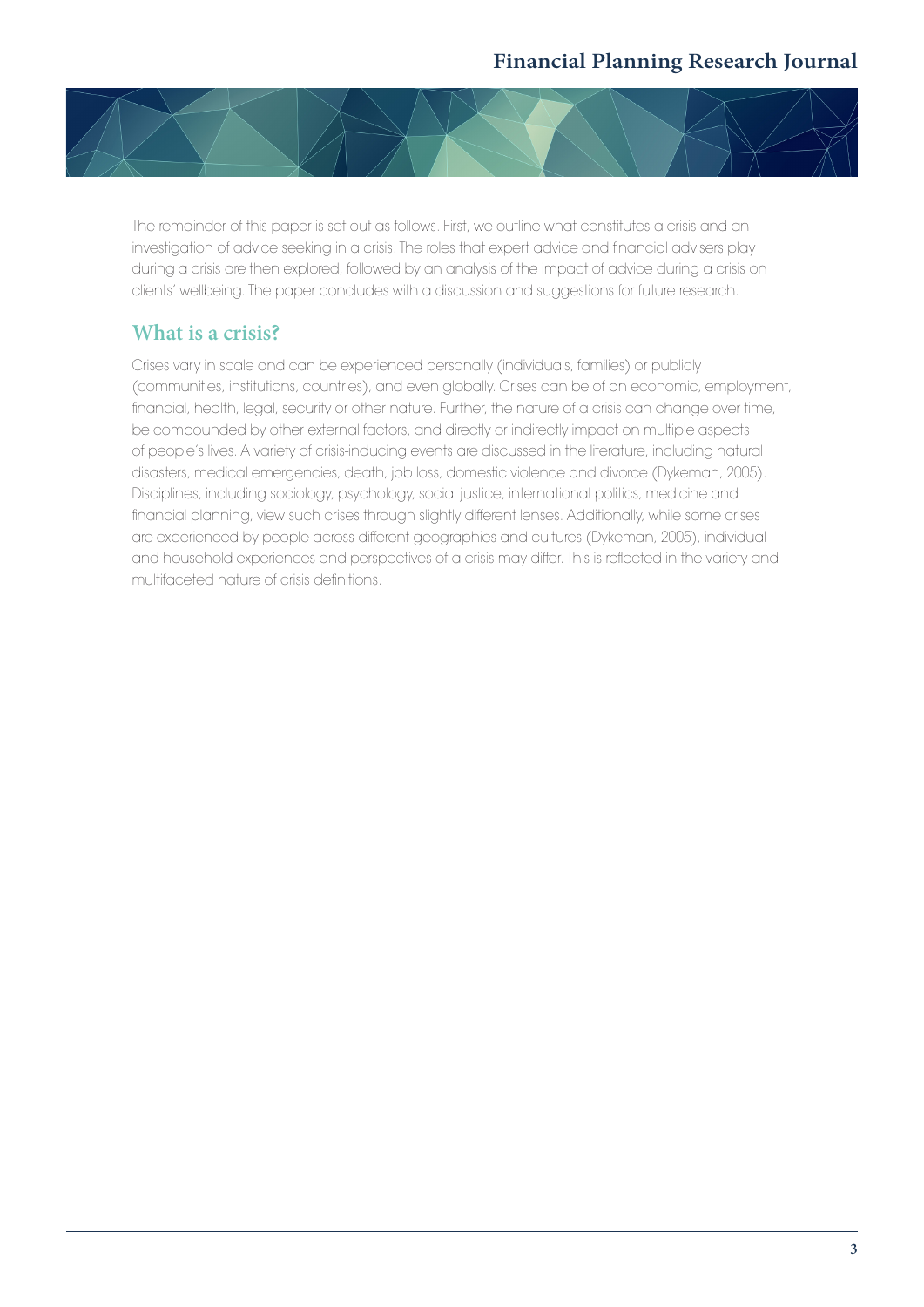The remainder of this paper is set out as follows. First, we outline what constitutes a crisis and an investigation of advice seeking in a crisis. The roles that expert advice and financial advisers play during a crisis are then explored, followed by an analysis of the impact of advice during a crisis on clients' wellbeing. The paper concludes with a discussion and suggestions for future research.

## What is a crisis?

Crises vary in scale and can be experienced personally (individuals, families) or publicly (communities, institutions, countries), and even globally. Crises can be of an economic, employment, financial, health, legal, security or other nature. Further, the nature of a crisis can change over time, be compounded by other external factors, and directly or indirectly impact on multiple aspects of people's lives. A variety of crisis-inducing events are discussed in the literature, including natural disasters, medical emergencies, death, job loss, domestic violence and divorce (Dykeman, 2005). Disciplines, including sociology, psychology, social justice, international politics, medicine and financial planning, view such crises through slightly different lenses. Additionally, while some crises are experienced by people across different geographies and cultures (Dykeman, 2005), individual and household experiences and perspectives of a crisis may differ. This is reflected in the variety and multifaceted nature of crisis definitions.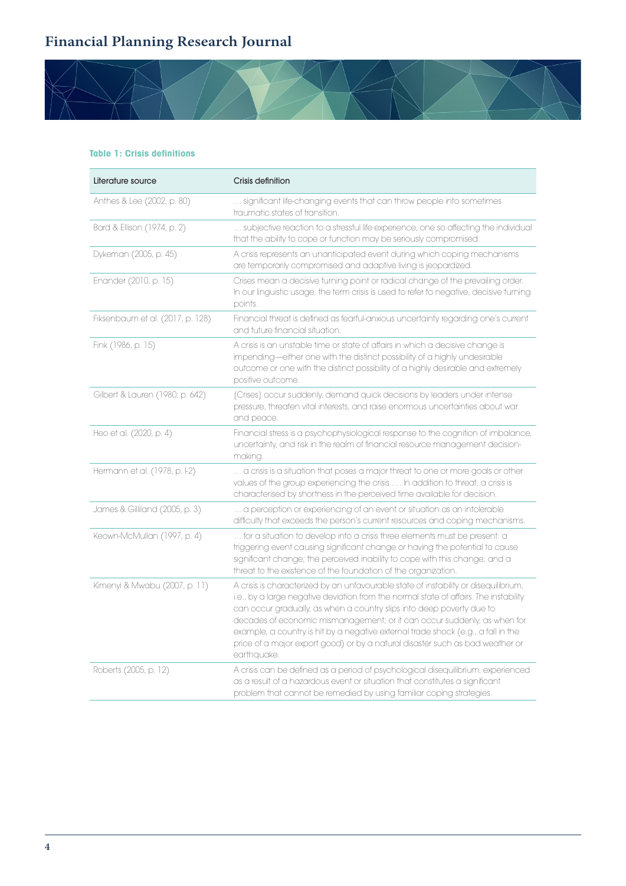**Table 1: Crisis definitions**

| Literature source | Crisis definition |
|---|---|
| Anthes & Lee (2002, p. 80) | … significant life-changing events that can throw people into sometimes traumatic states of transition. |
| Bard & Ellison (1974, p. 2) | … subjective reaction to a stressful life experience, one so affecting the individual that the ability to cope or function may be seriously compromised. |
| Dykeman (2005, p. 45) | A crisis represents an unanticipated event during which coping mechanisms are temporarily compromised and adaptive living is jeopardized. |
| Enander (2010, p. 15) | Crises mean a decisive turning point or radical change of the prevailing order. In our linguistic usage, the term crisis is used to refer to negative, decisive turning points. |
| Fiksenbaum et al. (2017, p. 128) | Financial threat is defined as fearful-anxious uncertainty regarding one's current and future financial situation. |
| Fink (1986, p. 15) | A crisis is an unstable time or state of affairs in which a decisive change is impending—either one with the distinct possibility of a highly undesirable outcome or one with the distinct possibility of a highly desirable and extremely positive outcome. |
| Gilbert & Lauren (1980, p. 642) | (Crises) occur suddenly, demand quick decisions by leaders under intense pressure, threaten vital interests, and raise enormous uncertainties about war and peace. |
| Heo et al. (2020, p. 4) | Financial stress is a psychophysiological response to the cognition of imbalance, uncertainty, and risk in the realm of financial resource management decision-making. |
| Hermann et al. (1978, p. I-2) | … a crisis is a situation that poses a major threat to one or more goals or other values of the group experiencing the crisis …. In addition to threat, a crisis is characterised by shortness in the perceived time available for decision. |
| James & Gilliland (2005, p. 3) | … a perception or experiencing of an event or situation as an intolerable difficulty that exceeds the person's current resources and coping mechanisms. |
| Keown-McMullan (1997, p. 4) | … for a situation to develop into a crisis three elements must be present: a triggering event causing significant change or having the potential to cause significant change; the perceived inability to cope with this change; and a threat to the existence of the foundation of the organization. |
| Kimenyi & Mwabu (2007, p. 11) | A crisis is characterized by an unfavourable state of instability or disequilibrium, i.e., by a large negative deviation from the normal state of affairs. The instability can occur gradually, as when a country slips into deep poverty due to decades of economic mismanagement; or it can occur suddenly, as when for example, a country is hit by a negative external trade shock (e.g., a fall in the price of a major export good) or by a natural disaster such as bad weather or earthquake. |
| Roberts (2005, p. 12) | A crisis can be defined as a period of psychological disequilibrium, experienced as a result of a hazardous event or situation that constitutes a significant problem that cannot be remedied by using familiar coping strategies. |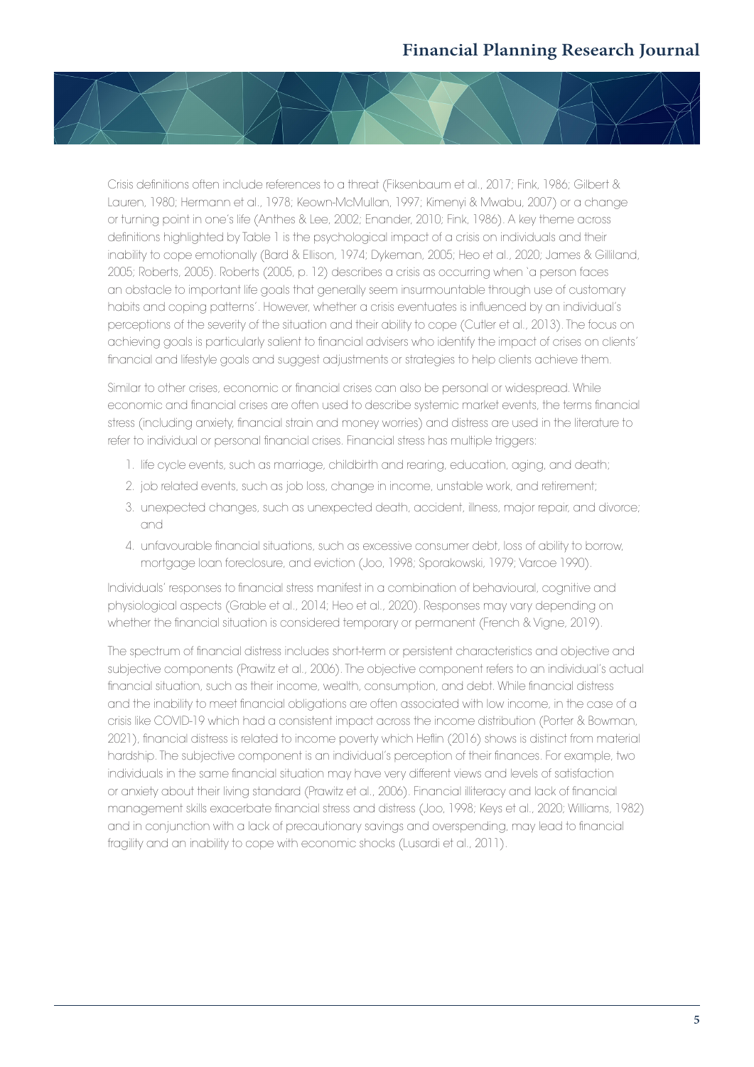Crisis definitions often include references to a threat (Fiksenbaum et al., 2017; Fink, 1986; Gilbert & Lauren, 1980; Hermann et al., 1978; Keown-McMullan, 1997; Kimenyi & Mwabu, 2007) or a change or turning point in one's life (Anthes & Lee, 2002; Enander, 2010; Fink, 1986). A key theme across definitions highlighted by Table 1 is the psychological impact of a crisis on individuals and their inability to cope emotionally (Bard & Ellison, 1974; Dykeman, 2005; Heo et al., 2020; James & Gilliland, 2005; Roberts, 2005). Roberts (2005, p. 12) describes a crisis as occurring when 'a person faces an obstacle to important life goals that generally seem insurmountable through use of customary habits and coping patterns'. However, whether a crisis eventuates is influenced by an individual's perceptions of the severity of the situation and their ability to cope (Cutler et al., 2013). The focus on achieving goals is particularly salient to financial advisers who identify the impact of crises on clients' financial and lifestyle goals and suggest adjustments or strategies to help clients achieve them.

Similar to other crises, economic or financial crises can also be personal or widespread. While economic and financial crises are often used to describe systemic market events, the terms financial stress (including anxiety, financial strain and money worries) and distress are used in the literature to refer to individual or personal financial crises. Financial stress has multiple triggers:

1. life cycle events, such as marriage, childbirth and rearing, education, aging, and death;
2. job related events, such as job loss, change in income, unstable work, and retirement;
3. unexpected changes, such as unexpected death, accident, illness, major repair, and divorce; and
4. unfavourable financial situations, such as excessive consumer debt, loss of ability to borrow, mortgage loan foreclosure, and eviction (Joo, 1998; Sporakowski, 1979; Varcoe 1990).

Individuals' responses to financial stress manifest in a combination of behavioural, cognitive and physiological aspects (Grable et al., 2014; Heo et al., 2020). Responses may vary depending on whether the financial situation is considered temporary or permanent (French & Vigne, 2019).

The spectrum of financial distress includes short-term or persistent characteristics and objective and subjective components (Prawitz et al., 2006). The objective component refers to an individual's actual financial situation, such as their income, wealth, consumption, and debt. While financial distress and the inability to meet financial obligations are often associated with low income, in the case of a crisis like COVID-19 which had a consistent impact across the income distribution (Porter & Bowman, 2021), financial distress is related to income poverty which Heflin (2016) shows is distinct from material hardship. The subjective component is an individual's perception of their finances. For example, two individuals in the same financial situation may have very different views and levels of satisfaction or anxiety about their living standard (Prawitz et al., 2006). Financial illiteracy and lack of financial management skills exacerbate financial stress and distress (Joo, 1998; Keys et al., 2020; Williams, 1982) and in conjunction with a lack of precautionary savings and overspending, may lead to financial fragility and an inability to cope with economic shocks (Lusardi et al., 2011).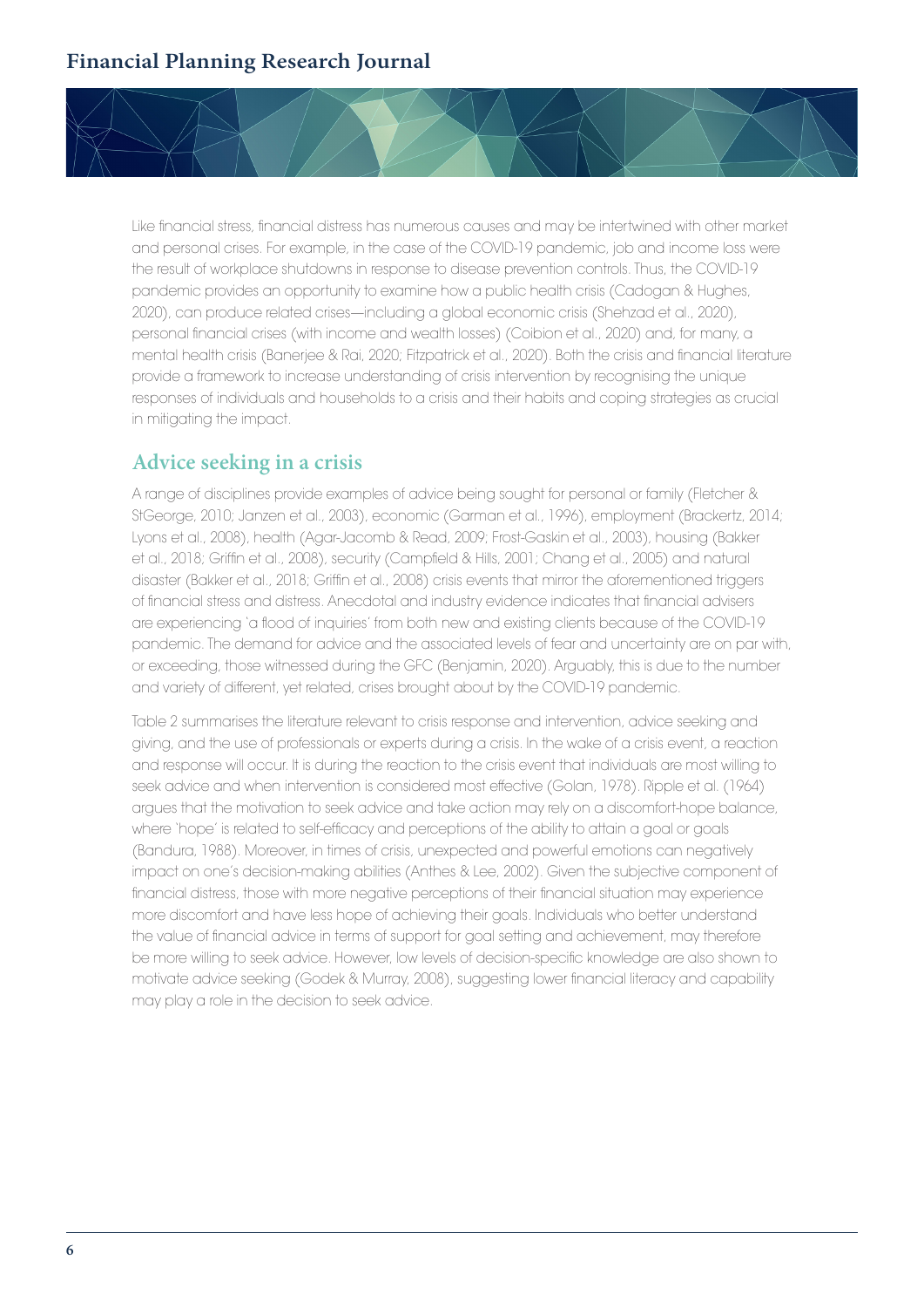Like financial stress, financial distress has numerous causes and may be intertwined with other market and personal crises. For example, in the case of the COVID-19 pandemic, job and income loss were the result of workplace shutdowns in response to disease prevention controls. Thus, the COVID-19 pandemic provides an opportunity to examine how a public health crisis (Cadogan & Hughes, 2020), can produce related crises—including a global economic crisis (Shehzad et al., 2020), personal financial crises (with income and wealth losses) (Coibion et al., 2020) and, for many, a mental health crisis (Banerjee & Rai, 2020; Fitzpatrick et al., 2020). Both the crisis and financial literature provide a framework to increase understanding of crisis intervention by recognising the unique responses of individuals and households to a crisis and their habits and coping strategies as crucial in mitigating the impact.

## Advice seeking in a crisis

A range of disciplines provide examples of advice being sought for personal or family (Fletcher & StGeorge, 2010; Janzen et al., 2003), economic (Garman et al., 1996), employment (Brackertz, 2014; Lyons et al., 2008), health (Agar-Jacomb & Read, 2009; Frost-Gaskin et al., 2003), housing (Bakker et al., 2018; Griffin et al., 2008), security (Campfield & Hills, 2001; Chang et al., 2005) and natural disaster (Bakker et al., 2018; Griffin et al., 2008) crisis events that mirror the aforementioned triggers of financial stress and distress. Anecdotal and industry evidence indicates that financial advisers are experiencing 'a flood of inquiries' from both new and existing clients because of the COVID-19 pandemic. The demand for advice and the associated levels of fear and uncertainty are on par with, or exceeding, those witnessed during the GFC (Benjamin, 2020). Arguably, this is due to the number and variety of different, yet related, crises brought about by the COVID-19 pandemic.

Table 2 summarises the literature relevant to crisis response and intervention, advice seeking and giving, and the use of professionals or experts during a crisis. In the wake of a crisis event, a reaction and response will occur. It is during the reaction to the crisis event that individuals are most willing to seek advice and when intervention is considered most effective (Golan, 1978). Ripple et al. (1964) argues that the motivation to seek advice and take action may rely on a discomfort-hope balance, where 'hope' is related to self-efficacy and perceptions of the ability to attain a goal or goals (Bandura, 1988). Moreover, in times of crisis, unexpected and powerful emotions can negatively impact on one's decision-making abilities (Anthes & Lee, 2002). Given the subjective component of financial distress, those with more negative perceptions of their financial situation may experience more discomfort and have less hope of achieving their goals. Individuals who better understand the value of financial advice in terms of support for goal setting and achievement, may therefore be more willing to seek advice. However, low levels of decision-specific knowledge are also shown to motivate advice seeking (Godek & Murray, 2008), suggesting lower financial literacy and capability may play a role in the decision to seek advice.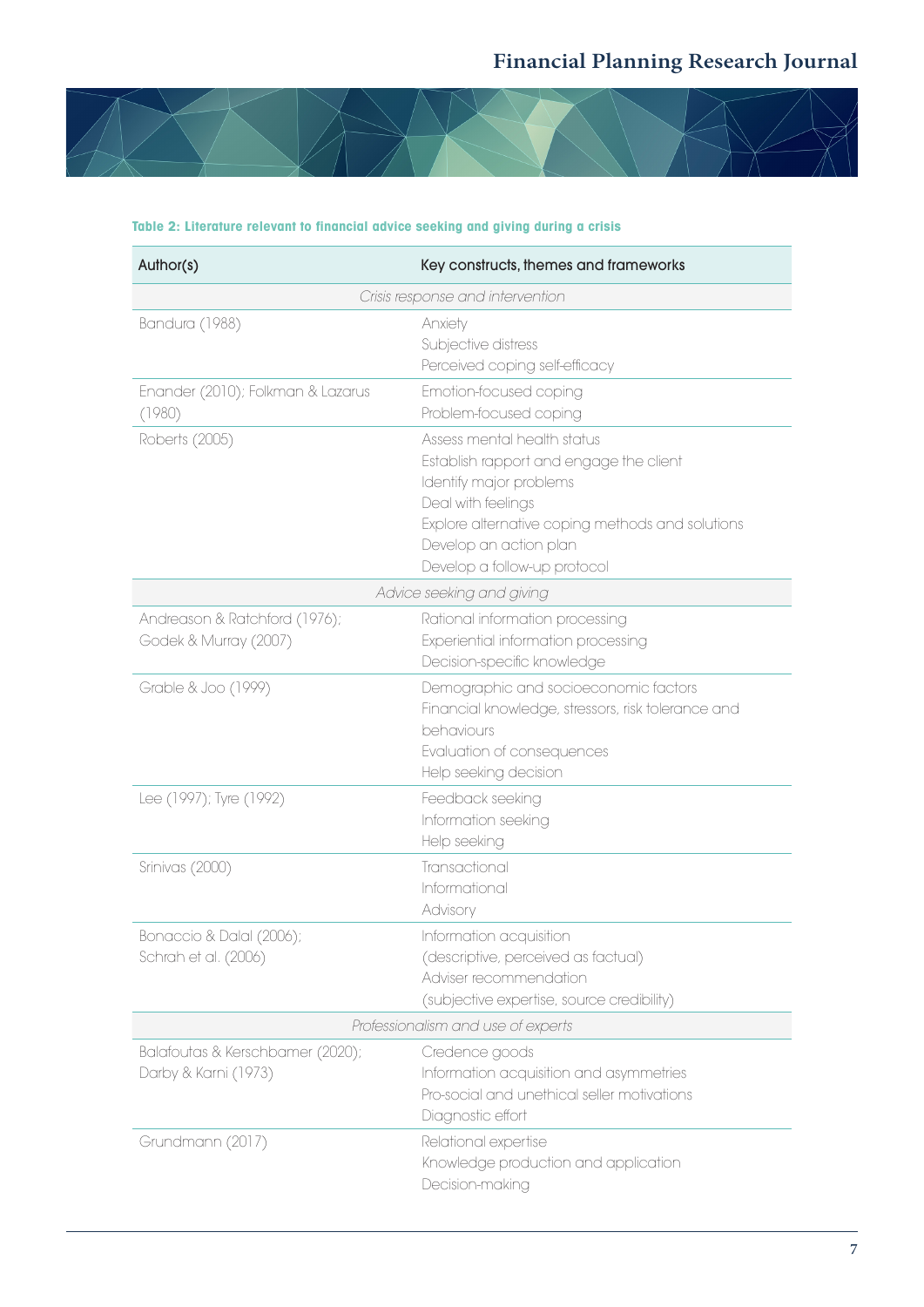**Table 2: Literature relevant to financial advice seeking and giving during a crisis**

| Author(s) | Key constructs, themes and frameworks |
|---|---|
| *Crisis response and intervention* | |
| Bandura (1988) | Anxiety<br>Subjective distress<br>Perceived coping self-efficacy |
| Enander (2010); Folkman & Lazarus (1980) | Emotion-focused coping<br>Problem-focused coping |
| Roberts (2005) | Assess mental health status<br>Establish rapport and engage the client<br>Identify major problems<br>Deal with feelings<br>Explore alternative coping methods and solutions<br>Develop an action plan<br>Develop a follow-up protocol |
| *Advice seeking and giving* | |
| Andreason & Ratchford (1976); Godek & Murray (2007) | Rational information processing<br>Experiential information processing<br>Decision-specific knowledge |
| Grable & Joo (1999) | Demographic and socioeconomic factors<br>Financial knowledge, stressors, risk tolerance and behaviours<br>Evaluation of consequences<br>Help seeking decision |
| Lee (1997); Tyre (1992) | Feedback seeking<br>Information seeking<br>Help seeking |
| Srinivas (2000) | Transactional<br>Informational<br>Advisory |
| Bonaccio & Dalal (2006); Schrah et al. (2006) | Information acquisition<br>(descriptive, perceived as factual)<br>Adviser recommendation<br>(subjective expertise, source credibility) |
| *Professionalism and use of experts* | |
| Balafoutas & Kerschbamer (2020); Darby & Karni (1973) | Credence goods<br>Information acquisition and asymmetries<br>Pro-social and unethical seller motivations<br>Diagnostic effort |
| Grundmann (2017) | Relational expertise<br>Knowledge production and application<br>Decision-making |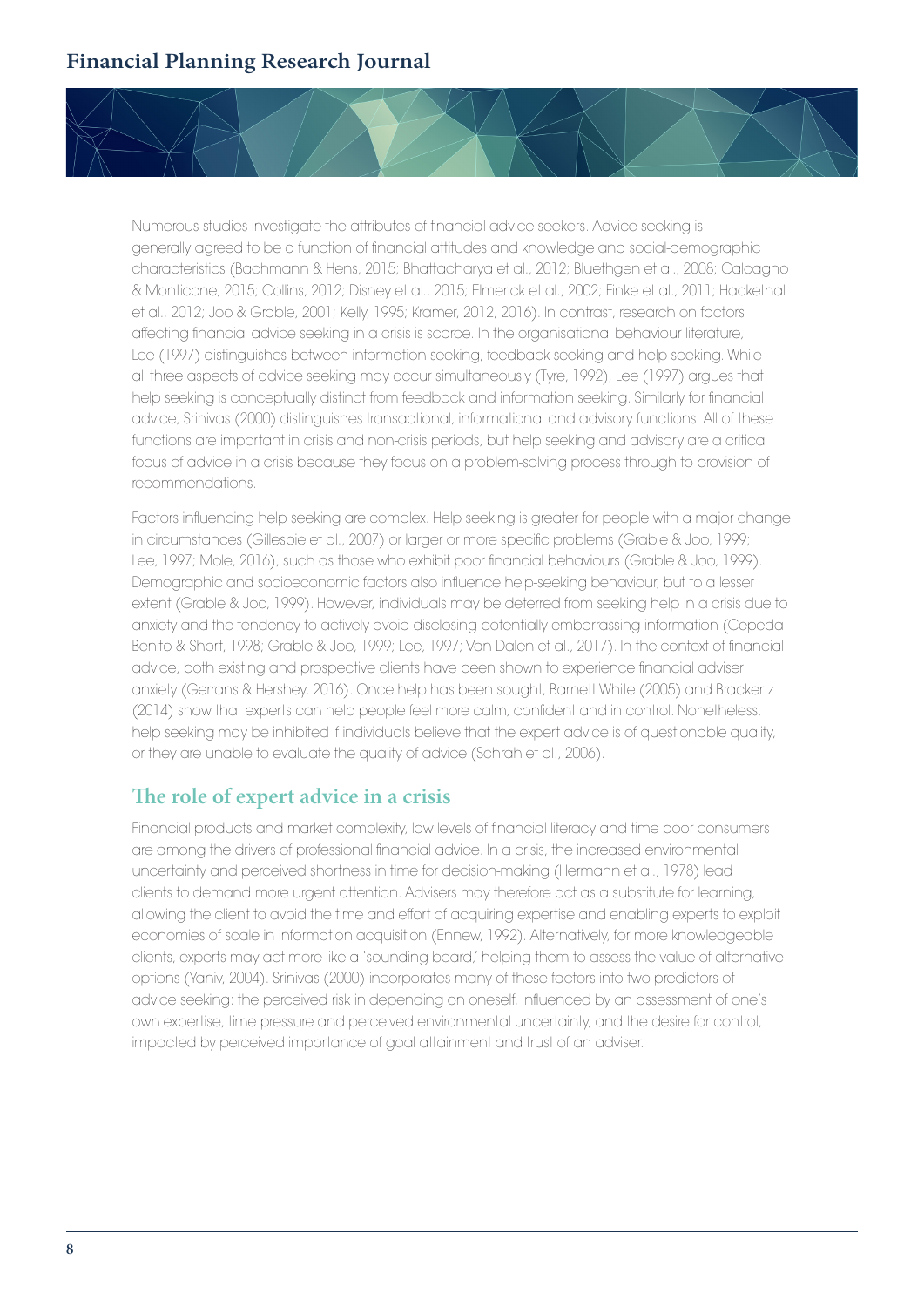Numerous studies investigate the attributes of financial advice seekers. Advice seeking is generally agreed to be a function of financial attitudes and knowledge and social-demographic characteristics (Bachmann & Hens, 2015; Bhattacharya et al., 2012; Bluethgen et al., 2008; Calcagno & Monticone, 2015; Collins, 2012; Disney et al., 2015; Elmerick et al., 2002; Finke et al., 2011; Hackethal et al., 2012; Joo & Grable, 2001; Kelly, 1995; Kramer, 2012, 2016). In contrast, research on factors affecting financial advice seeking in a crisis is scarce. In the organisational behaviour literature, Lee (1997) distinguishes between information seeking, feedback seeking and help seeking. While all three aspects of advice seeking may occur simultaneously (Tyre, 1992), Lee (1997) argues that help seeking is conceptually distinct from feedback and information seeking. Similarly for financial advice, Srinivas (2000) distinguishes transactional, informational and advisory functions. All of these functions are important in crisis and non-crisis periods, but help seeking and advisory are a critical focus of advice in a crisis because they focus on a problem-solving process through to provision of recommendations.

Factors influencing help seeking are complex. Help seeking is greater for people with a major change in circumstances (Gillespie et al., 2007) or larger or more specific problems (Grable & Joo, 1999; Lee, 1997; Mole, 2016), such as those who exhibit poor financial behaviours (Grable & Joo, 1999). Demographic and socioeconomic factors also influence help-seeking behaviour, but to a lesser extent (Grable & Joo, 1999). However, individuals may be deterred from seeking help in a crisis due to anxiety and the tendency to actively avoid disclosing potentially embarrassing information (Cepeda-Benito & Short, 1998; Grable & Joo, 1999; Lee, 1997; Van Dalen et al., 2017). In the context of financial advice, both existing and prospective clients have been shown to experience financial adviser anxiety (Gerrans & Hershey, 2016). Once help has been sought, Barnett White (2005) and Brackertz (2014) show that experts can help people feel more calm, confident and in control. Nonetheless, help seeking may be inhibited if individuals believe that the expert advice is of questionable quality, or they are unable to evaluate the quality of advice (Schrah et al., 2006).

## The role of expert advice in a crisis

Financial products and market complexity, low levels of financial literacy and time poor consumers are among the drivers of professional financial advice. In a crisis, the increased environmental uncertainty and perceived shortness in time for decision-making (Hermann et al., 1978) lead clients to demand more urgent attention. Advisers may therefore act as a substitute for learning, allowing the client to avoid the time and effort of acquiring expertise and enabling experts to exploit economies of scale in information acquisition (Ennew, 1992). Alternatively, for more knowledgeable clients, experts may act more like a 'sounding board,' helping them to assess the value of alternative options (Yaniv, 2004). Srinivas (2000) incorporates many of these factors into two predictors of advice seeking: the perceived risk in depending on oneself, influenced by an assessment of one's own expertise, time pressure and perceived environmental uncertainty, and the desire for control, impacted by perceived importance of goal attainment and trust of an adviser.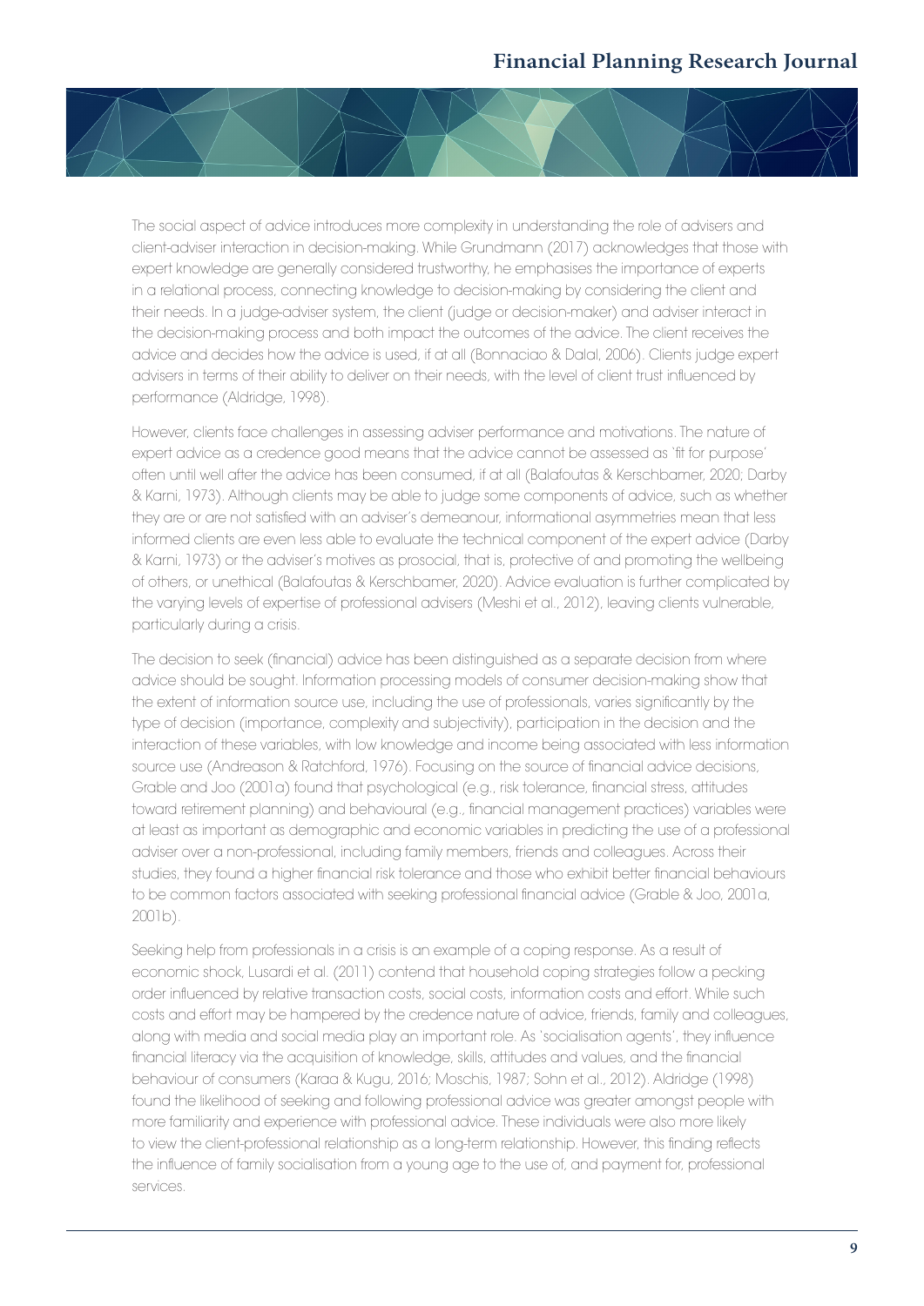The social aspect of advice introduces more complexity in understanding the role of advisers and client-adviser interaction in decision-making. While Grundmann (2017) acknowledges that those with expert knowledge are generally considered trustworthy, he emphasises the importance of experts in a relational process, connecting knowledge to decision-making by considering the client and their needs. In a judge-adviser system, the client (judge or decision-maker) and adviser interact in the decision-making process and both impact the outcomes of the advice. The client receives the advice and decides how the advice is used, if at all (Bonnaciao & Dalal, 2006). Clients judge expert advisers in terms of their ability to deliver on their needs, with the level of client trust influenced by performance (Aldridge, 1998).

However, clients face challenges in assessing adviser performance and motivations. The nature of expert advice as a credence good means that the advice cannot be assessed as 'fit for purpose' often until well after the advice has been consumed, if at all (Balafoutas & Kerschbamer, 2020; Darby & Karni, 1973). Although clients may be able to judge some components of advice, such as whether they are or are not satisfied with an adviser's demeanour, informational asymmetries mean that less informed clients are even less able to evaluate the technical component of the expert advice (Darby & Karni, 1973) or the adviser's motives as prosocial, that is, protective of and promoting the wellbeing of others, or unethical (Balafoutas & Kerschbamer, 2020). Advice evaluation is further complicated by the varying levels of expertise of professional advisers (Meshi et al., 2012), leaving clients vulnerable, particularly during a crisis.

The decision to seek (financial) advice has been distinguished as a separate decision from where advice should be sought. Information processing models of consumer decision-making show that the extent of information source use, including the use of professionals, varies significantly by the type of decision (importance, complexity and subjectivity), participation in the decision and the interaction of these variables, with low knowledge and income being associated with less information source use (Andreason & Ratchford, 1976). Focusing on the source of financial advice decisions, Grable and Joo (2001a) found that psychological (e.g., risk tolerance, financial stress, attitudes toward retirement planning) and behavioural (e.g., financial management practices) variables were at least as important as demographic and economic variables in predicting the use of a professional adviser over a non-professional, including family members, friends and colleagues. Across their studies, they found a higher financial risk tolerance and those who exhibit better financial behaviours to be common factors associated with seeking professional financial advice (Grable & Joo, 2001a, 2001b).

Seeking help from professionals in a crisis is an example of a coping response. As a result of economic shock, Lusardi et al. (2011) contend that household coping strategies follow a pecking order influenced by relative transaction costs, social costs, information costs and effort. While such costs and effort may be hampered by the credence nature of advice, friends, family and colleagues, along with media and social media play an important role. As 'socialisation agents', they influence financial literacy via the acquisition of knowledge, skills, attitudes and values, and the financial behaviour of consumers (Karaa & Kugu, 2016; Moschis, 1987; Sohn et al., 2012). Aldridge (1998) found the likelihood of seeking and following professional advice was greater amongst people with more familiarity and experience with professional advice. These individuals were also more likely to view the client-professional relationship as a long-term relationship. However, this finding reflects the influence of family socialisation from a young age to the use of, and payment for, professional services.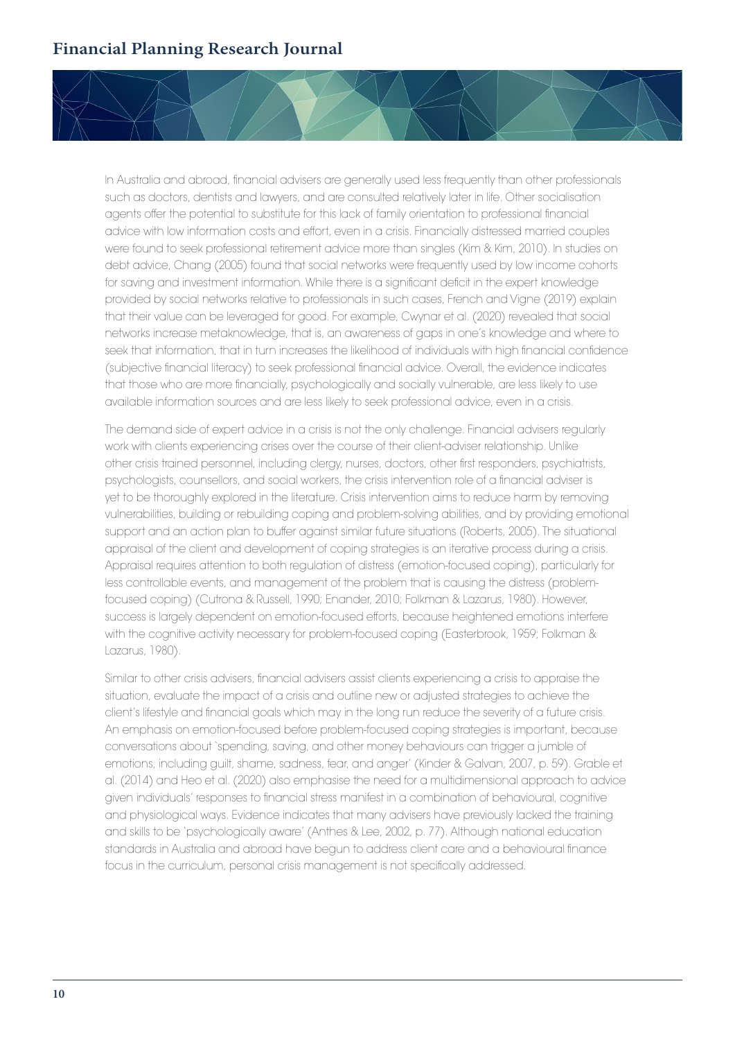In Australia and abroad, financial advisers are generally used less frequently than other professionals such as doctors, dentists and lawyers, and are consulted relatively later in life. Other socialisation agents offer the potential to substitute for this lack of family orientation to professional financial advice with low information costs and effort, even in a crisis. Financially distressed married couples were found to seek professional retirement advice more than singles (Kim & Kim, 2010). In studies on debt advice, Chang (2005) found that social networks were frequently used by low income cohorts for saving and investment information. While there is a significant deficit in the expert knowledge provided by social networks relative to professionals in such cases, French and Vigne (2019) explain that their value can be leveraged for good. For example, Cwynar et al. (2020) revealed that social networks increase metaknowledge, that is, an awareness of gaps in one's knowledge and where to seek that information, that in turn increases the likelihood of individuals with high financial confidence (subjective financial literacy) to seek professional financial advice. Overall, the evidence indicates that those who are more financially, psychologically and socially vulnerable, are less likely to use available information sources and are less likely to seek professional advice, even in a crisis.

The demand side of expert advice in a crisis is not the only challenge. Financial advisers regularly work with clients experiencing crises over the course of their client-adviser relationship. Unlike other crisis trained personnel, including clergy, nurses, doctors, other first responders, psychiatrists, psychologists, counsellors, and social workers, the crisis intervention role of a financial adviser is yet to be thoroughly explored in the literature. Crisis intervention aims to reduce harm by removing vulnerabilities, building or rebuilding coping and problem-solving abilities, and by providing emotional support and an action plan to buffer against similar future situations (Roberts, 2005). The situational appraisal of the client and development of coping strategies is an iterative process during a crisis. Appraisal requires attention to both regulation of distress (emotion-focused coping), particularly for less controllable events, and management of the problem that is causing the distress (problem-focused coping) (Cutrona & Russell, 1990; Enander, 2010; Folkman & Lazarus, 1980). However, success is largely dependent on emotion-focused efforts, because heightened emotions interfere with the cognitive activity necessary for problem-focused coping (Easterbrook, 1959; Folkman & Lazarus, 1980).

Similar to other crisis advisers, financial advisers assist clients experiencing a crisis to appraise the situation, evaluate the impact of a crisis and outline new or adjusted strategies to achieve the client's lifestyle and financial goals which may in the long run reduce the severity of a future crisis. An emphasis on emotion-focused before problem-focused coping strategies is important, because conversations about 'spending, saving, and other money behaviours can trigger a jumble of emotions, including guilt, shame, sadness, fear, and anger' (Kinder & Galvan, 2007, p. 59). Grable et al. (2014) and Heo et al. (2020) also emphasise the need for a multidimensional approach to advice given individuals' responses to financial stress manifest in a combination of behavioural, cognitive and physiological ways. Evidence indicates that many advisers have previously lacked the training and skills to be 'psychologically aware' (Anthes & Lee, 2002, p. 77). Although national education standards in Australia and abroad have begun to address client care and a behavioural finance focus in the curriculum, personal crisis management is not specifically addressed.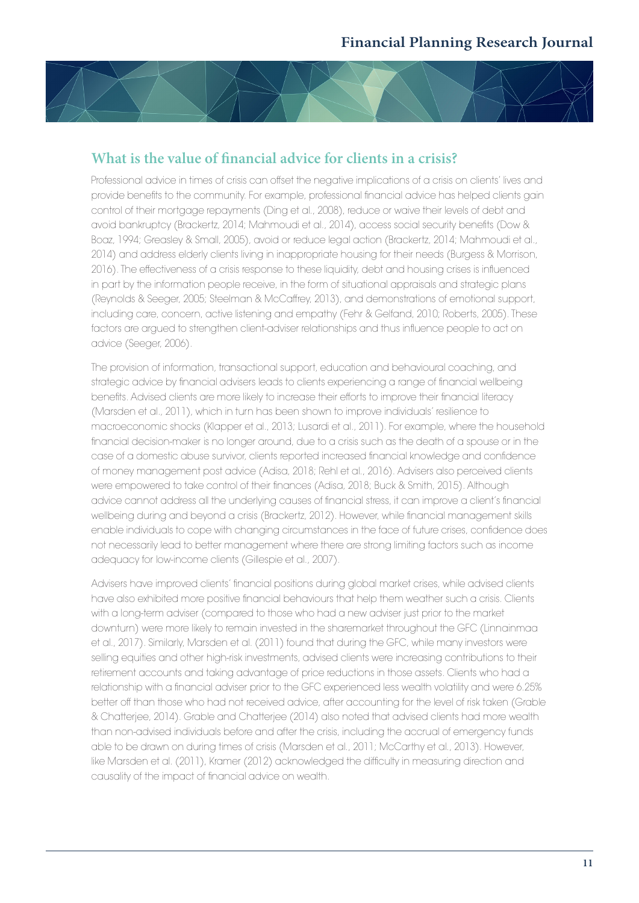## What is the value of financial advice for clients in a crisis?

Professional advice in times of crisis can offset the negative implications of a crisis on clients' lives and provide benefits to the community. For example, professional financial advice has helped clients gain control of their mortgage repayments (Ding et al., 2008), reduce or waive their levels of debt and avoid bankruptcy (Brackertz, 2014; Mahmoudi et al., 2014), access social security benefits (Dow & Boaz, 1994; Greasley & Small, 2005), avoid or reduce legal action (Brackertz, 2014; Mahmoudi et al., 2014) and address elderly clients living in inappropriate housing for their needs (Burgess & Morrison, 2016). The effectiveness of a crisis response to these liquidity, debt and housing crises is influenced in part by the information people receive, in the form of situational appraisals and strategic plans (Reynolds & Seeger, 2005; Steelman & McCaffrey, 2013), and demonstrations of emotional support, including care, concern, active listening and empathy (Fehr & Gelfand, 2010; Roberts, 2005). These factors are argued to strengthen client-adviser relationships and thus influence people to act on advice (Seeger, 2006).

The provision of information, transactional support, education and behavioural coaching, and strategic advice by financial advisers leads to clients experiencing a range of financial wellbeing benefits. Advised clients are more likely to increase their efforts to improve their financial literacy (Marsden et al., 2011), which in turn has been shown to improve individuals' resilience to macroeconomic shocks (Klapper et al., 2013; Lusardi et al., 2011). For example, where the household financial decision-maker is no longer around, due to a crisis such as the death of a spouse or in the case of a domestic abuse survivor, clients reported increased financial knowledge and confidence of money management post advice (Adisa, 2018; Rehl et al., 2016). Advisers also perceived clients were empowered to take control of their finances (Adisa, 2018; Buck & Smith, 2015). Although advice cannot address all the underlying causes of financial stress, it can improve a client's financial wellbeing during and beyond a crisis (Brackertz, 2012). However, while financial management skills enable individuals to cope with changing circumstances in the face of future crises, confidence does not necessarily lead to better management where there are strong limiting factors such as income adequacy for low-income clients (Gillespie et al., 2007).

Advisers have improved clients' financial positions during global market crises, while advised clients have also exhibited more positive financial behaviours that help them weather such a crisis. Clients with a long-term adviser (compared to those who had a new adviser just prior to the market downturn) were more likely to remain invested in the sharemarket throughout the GFC (Linnainmaa et al., 2017). Similarly, Marsden et al. (2011) found that during the GFC, while many investors were selling equities and other high-risk investments, advised clients were increasing contributions to their retirement accounts and taking advantage of price reductions in those assets. Clients who had a relationship with a financial adviser prior to the GFC experienced less wealth volatility and were 6.25% better off than those who had not received advice, after accounting for the level of risk taken (Grable & Chatterjee, 2014). Grable and Chatterjee (2014) also noted that advised clients had more wealth than non-advised individuals before and after the crisis, including the accrual of emergency funds able to be drawn on during times of crisis (Marsden et al., 2011; McCarthy et al., 2013). However, like Marsden et al. (2011), Kramer (2012) acknowledged the difficulty in measuring direction and causality of the impact of financial advice on wealth.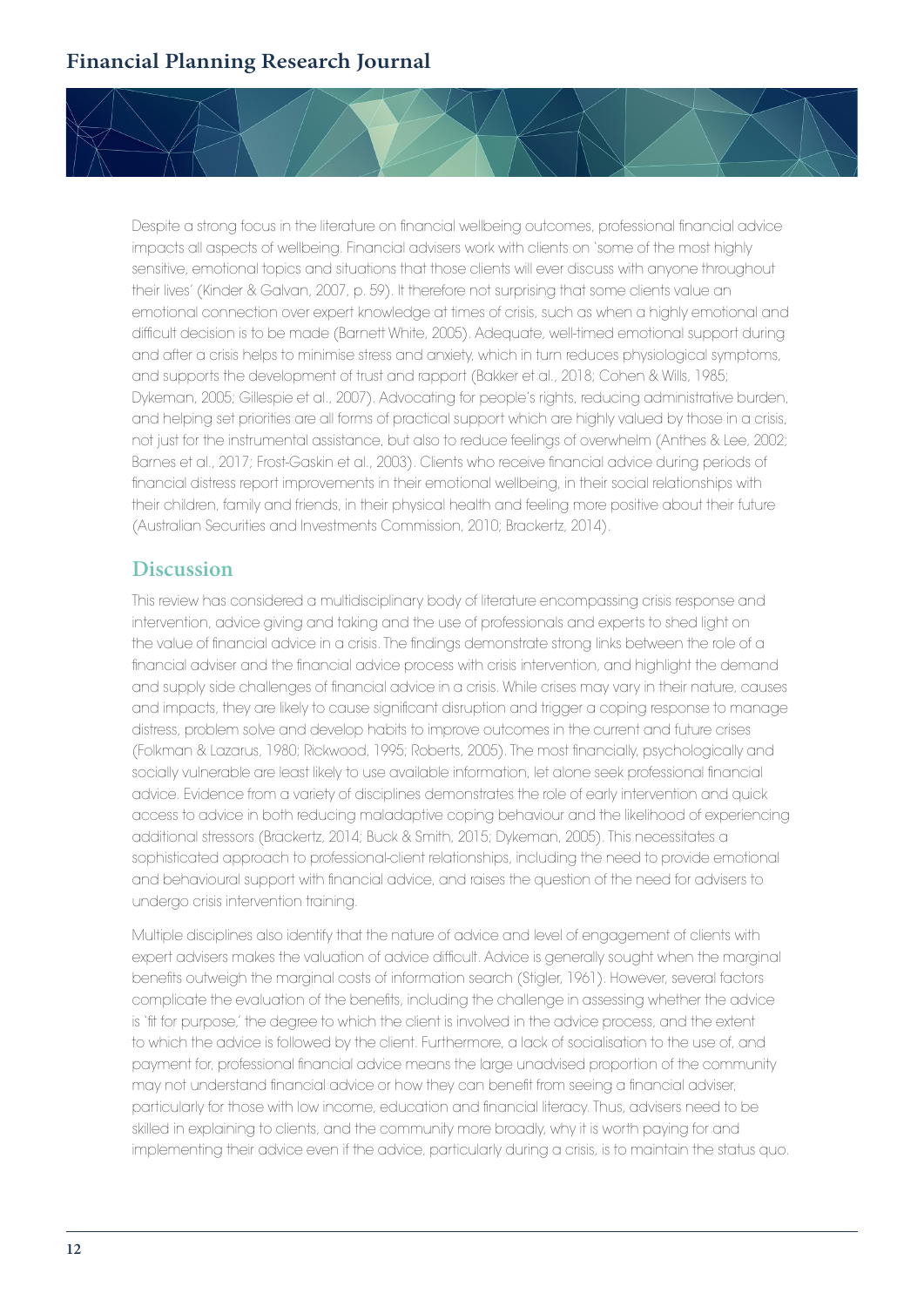Despite a strong focus in the literature on financial wellbeing outcomes, professional financial advice impacts all aspects of wellbeing. Financial advisers work with clients on 'some of the most highly sensitive, emotional topics and situations that those clients will ever discuss with anyone throughout their lives' (Kinder & Galvan, 2007, p. 59). It therefore not surprising that some clients value an emotional connection over expert knowledge at times of crisis, such as when a highly emotional and difficult decision is to be made (Barnett White, 2005). Adequate, well-timed emotional support during and after a crisis helps to minimise stress and anxiety, which in turn reduces physiological symptoms, and supports the development of trust and rapport (Bakker et al., 2018; Cohen & Wills, 1985; Dykeman, 2005; Gillespie et al., 2007). Advocating for people's rights, reducing administrative burden, and helping set priorities are all forms of practical support which are highly valued by those in a crisis, not just for the instrumental assistance, but also to reduce feelings of overwhelm (Anthes & Lee, 2002; Barnes et al., 2017; Frost-Gaskin et al., 2003). Clients who receive financial advice during periods of financial distress report improvements in their emotional wellbeing, in their social relationships with their children, family and friends, in their physical health and feeling more positive about their future (Australian Securities and Investments Commission, 2010; Brackertz, 2014).

## Discussion

This review has considered a multidisciplinary body of literature encompassing crisis response and intervention, advice giving and taking and the use of professionals and experts to shed light on the value of financial advice in a crisis. The findings demonstrate strong links between the role of a financial adviser and the financial advice process with crisis intervention, and highlight the demand and supply side challenges of financial advice in a crisis. While crises may vary in their nature, causes and impacts, they are likely to cause significant disruption and trigger a coping response to manage distress, problem solve and develop habits to improve outcomes in the current and future crises (Folkman & Lazarus, 1980; Rickwood, 1995; Roberts, 2005). The most financially, psychologically and socially vulnerable are least likely to use available information, let alone seek professional financial advice. Evidence from a variety of disciplines demonstrates the role of early intervention and quick access to advice in both reducing maladaptive coping behaviour and the likelihood of experiencing additional stressors (Brackertz, 2014; Buck & Smith, 2015; Dykeman, 2005). This necessitates a sophisticated approach to professional-client relationships, including the need to provide emotional and behavioural support with financial advice, and raises the question of the need for advisers to undergo crisis intervention training.

Multiple disciplines also identify that the nature of advice and level of engagement of clients with expert advisers makes the valuation of advice difficult. Advice is generally sought when the marginal benefits outweigh the marginal costs of information search (Stigler, 1961). However, several factors complicate the evaluation of the benefits, including the challenge in assessing whether the advice is 'fit for purpose,' the degree to which the client is involved in the advice process, and the extent to which the advice is followed by the client. Furthermore, a lack of socialisation to the use of, and payment for, professional financial advice means the large unadvised proportion of the community may not understand financial advice or how they can benefit from seeing a financial adviser, particularly for those with low income, education and financial literacy. Thus, advisers need to be skilled in explaining to clients, and the community more broadly, why it is worth paying for and implementing their advice even if the advice, particularly during a crisis, is to maintain the status quo.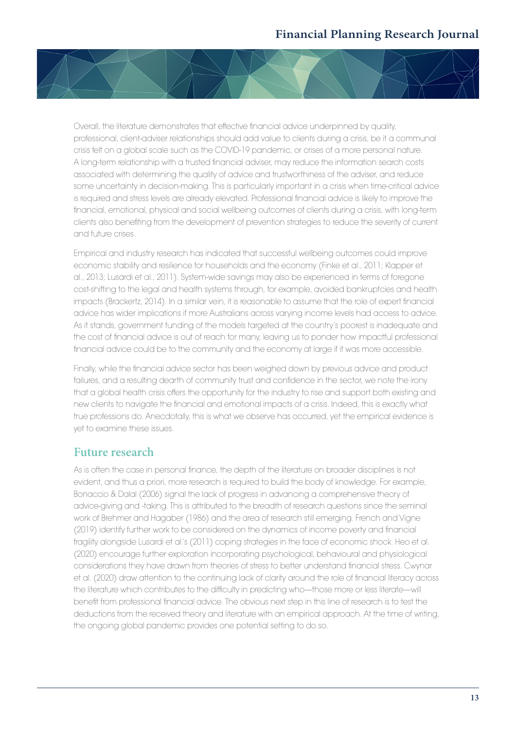Overall, the literature demonstrates that effective financial advice underpinned by quality, professional, client-adviser relationships should add value to clients during a crisis, be it a communal crisis felt on a global scale such as the COVID-19 pandemic, or crises of a more personal nature. A long-term relationship with a trusted financial adviser, may reduce the information search costs associated with determining the quality of advice and trustworthiness of the adviser, and reduce some uncertainty in decision-making. This is particularly important in a crisis when time-critical advice is required and stress levels are already elevated. Professional financial advice is likely to improve the financial, emotional, physical and social wellbeing outcomes of clients during a crisis, with long-term clients also benefiting from the development of prevention strategies to reduce the severity of current and future crises.

Empirical and industry research has indicated that successful wellbeing outcomes could improve economic stability and resilience for households and the economy (Finke et al., 2011; Klapper et al., 2013; Lusardi et al., 2011). System-wide savings may also be experienced in terms of foregone cost-shifting to the legal and health systems through, for example, avoided bankruptcies and health impacts (Brackertz, 2014). In a similar vein, it is reasonable to assume that the role of expert financial advice has wider implications if more Australians across varying income levels had access to advice. As it stands, government funding of the models targeted at the country's poorest is inadequate and the cost of financial advice is out of reach for many, leaving us to ponder how impactful professional financial advice could be to the community and the economy at large if it was more accessible.

Finally, while the financial advice sector has been weighed down by previous advice and product failures, and a resulting dearth of community trust and confidence in the sector, we note the irony that a global health crisis offers the opportunity for the industry to rise and support both existing and new clients to navigate the financial and emotional impacts of a crisis. Indeed, this is exactly what true professions do. Anecdotally, this is what we observe has occurred, yet the empirical evidence is yet to examine these issues.

## Future research

As is often the case in personal finance, the depth of the literature on broader disciplines is not evident, and thus a priori, more research is required to build the body of knowledge. For example, Bonaccio & Dalal (2006) signal the lack of progress in advancing a comprehensive theory of advice-giving and -taking. This is attributed to the breadth of research questions since the seminal work of Brehmer and Hagaber (1986) and the area of research still emerging. French and Vigne (2019) identify further work to be considered on the dynamics of income poverty and financial fragility alongside Lusardi et al.'s (2011) coping strategies in the face of economic shock. Heo et al. (2020) encourage further exploration incorporating psychological, behavioural and physiological considerations they have drawn from theories of stress to better understand financial stress. Cwynar et al. (2020) draw attention to the continuing lack of clarity around the role of financial literacy across the literature which contributes to the difficulty in predicting who—those more or less literate—will benefit from professional financial advice. The obvious next step in this line of research is to test the deductions from the received theory and literature with an empirical approach. At the time of writing, the ongoing global pandemic provides one potential setting to do so.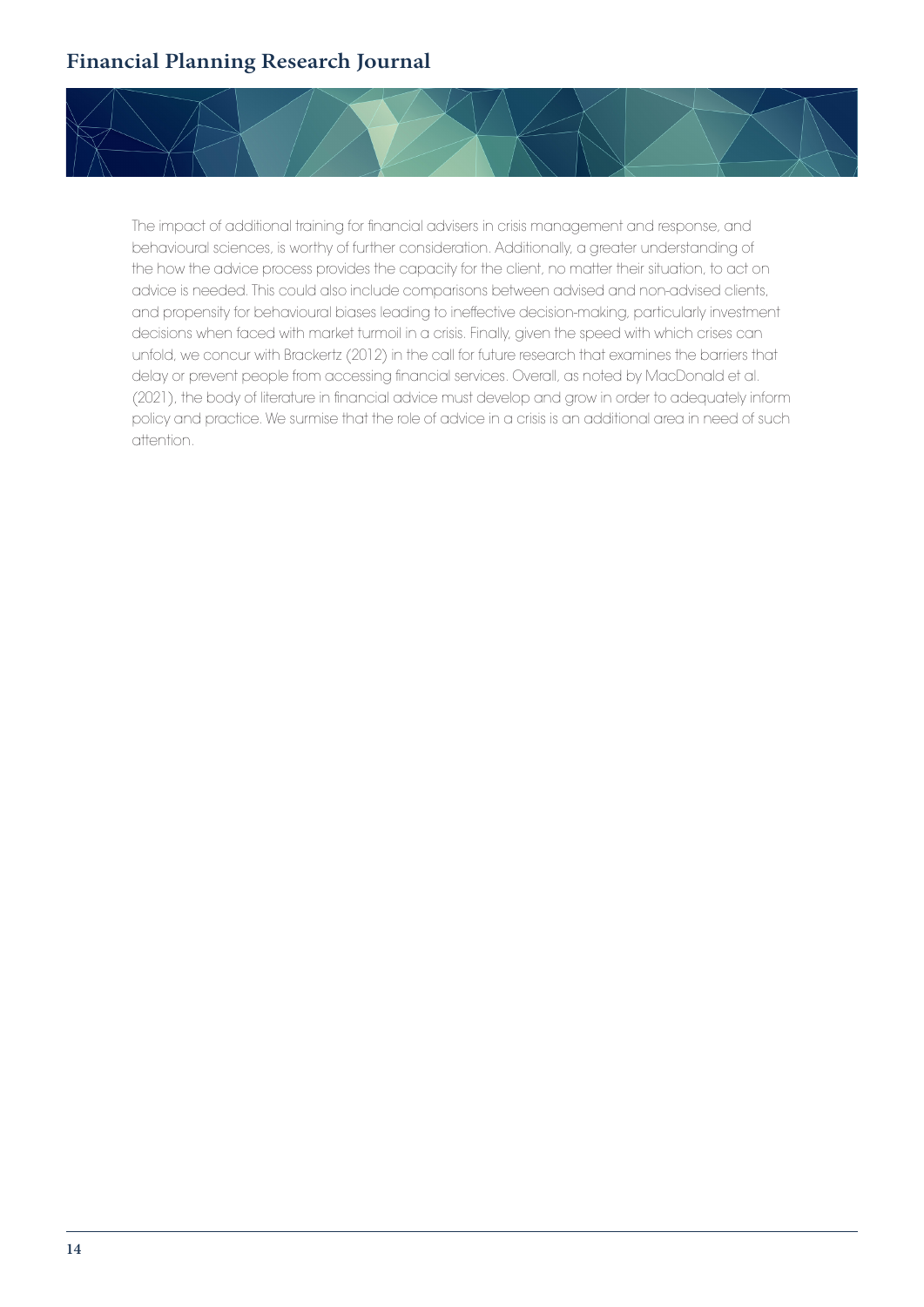The impact of additional training for financial advisers in crisis management and response, and behavioural sciences, is worthy of further consideration. Additionally, a greater understanding of the how the advice process provides the capacity for the client, no matter their situation, to act on advice is needed. This could also include comparisons between advised and non-advised clients, and propensity for behavioural biases leading to ineffective decision-making, particularly investment decisions when faced with market turmoil in a crisis. Finally, given the speed with which crises can unfold, we concur with Brackertz (2012) in the call for future research that examines the barriers that delay or prevent people from accessing financial services. Overall, as noted by MacDonald et al. (2021), the body of literature in financial advice must develop and grow in order to adequately inform policy and practice. We surmise that the role of advice in a crisis is an additional area in need of such attention.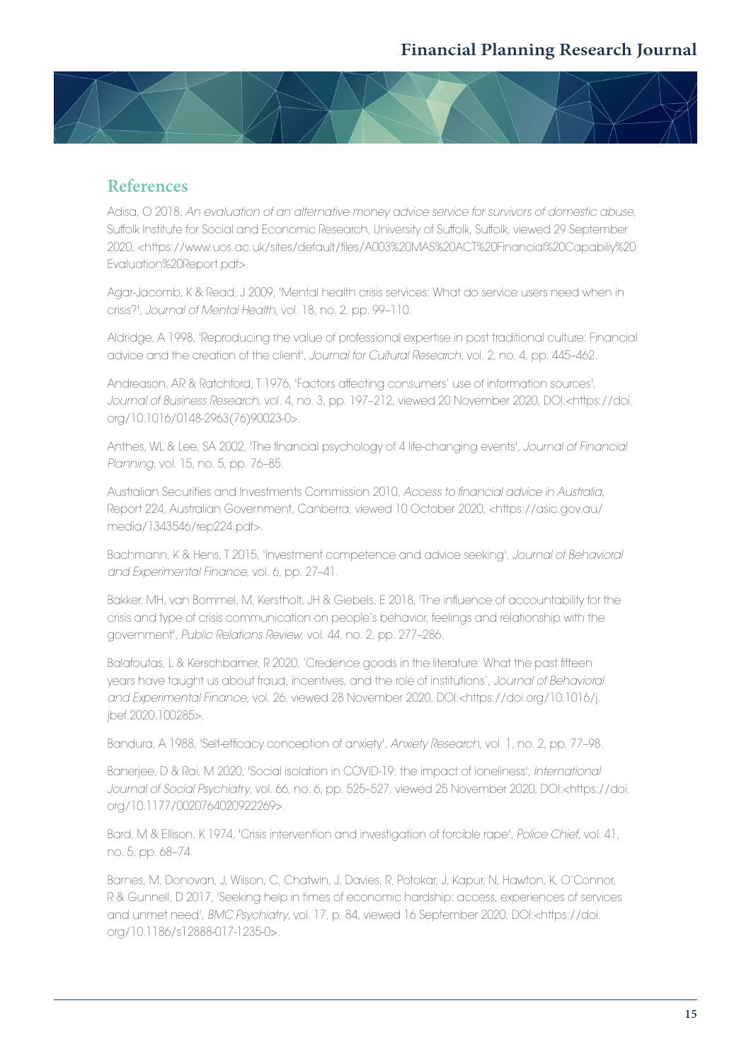## References

Adisa, O 2018, *An evaluation of an alternative money advice service for survivors of domestic abuse*, Suffolk Institute for Social and Economic Research, University of Suffolk, Suffolk, viewed 29 September 2020, <https://www.uos.ac.uk/sites/default/files/A003%20MAS%20ACT%20Financial%20Capabiliy%20Evaluation%20Report.pdf>.

Agar-Jacomb, K & Read, J 2009, 'Mental health crisis services: What do service users need when in crisis?', *Journal of Mental Health*, vol. 18, no. 2, pp. 99–110.

Aldridge, A 1998, 'Reproducing the value of professional expertise in post traditional culture: Financial advice and the creation of the client', *Journal for Cultural Research*, vol. 2, no. 4, pp. 445–462.

Andreason, AR & Ratchford, T 1976, 'Factors affecting consumers' use of information sources', *Journal of Business Research*, vol. 4, no. 3, pp. 197–212, viewed 20 November 2020, DOI:<https://doi.org/10.1016/0148-2963(76)90023-0>.

Anthes, WL & Lee, SA 2002, 'The financial psychology of 4 life-changing events', *Journal of Financial Planning*, vol. 15, no. 5, pp. 76–85.

Australian Securities and Investments Commission 2010, *Access to financial advice in Australia*, Report 224, Australian Government, Canberra, viewed 10 October 2020, <https://asic.gov.au/media/1343546/rep224.pdf>.

Bachmann, K & Hens, T 2015, 'Investment competence and advice seeking', *Journal of Behavioral and Experimental Finance*, vol. 6, pp. 27–41.

Bakker, MH, van Bommel, M, Kerstholt, JH & Giebels, E 2018, 'The influence of accountability for the crisis and type of crisis communication on people's behavior, feelings and relationship with the government', *Public Relations Review*, vol. 44, no. 2, pp. 277–286.

Balafoutas, L & Kerschbamer, R 2020, 'Credence goods in the literature: What the past fifteen years have taught us about fraud, incentives, and the role of institutions', *Journal of Behavioral and Experimental Finance*, vol. 26, viewed 28 November 2020, DOI:<https://doi.org/10.1016/j.jbef.2020.100285>.

Bandura, A 1988, 'Self-efficacy conception of anxiety', *Anxiety Research*, vol. 1, no. 2, pp. 77–98.

Banerjee, D & Rai, M 2020, 'Social isolation in COVID-19: the impact of loneliness', *International Journal of Social Psychiatry*, vol. 66, no. 6, pp. 525–527, viewed 25 November 2020, DOI:<https://doi.org/10.1177/0020764020922269>.

Bard, M & Ellison, K 1974, 'Crisis intervention and investigation of forcible rape', *Police Chief*, vol. 41, no. 5, pp. 68–74.

Barnes, M, Donovan, J, Wilson, C, Chatwin, J, Davies, R, Potokar, J, Kapur, N, Hawton, K, O'Connor, R & Gunnell, D 2017, 'Seeking help in times of economic hardship: access, experiences of services and unmet need', *BMC Psychiatry*, vol. 17, p. 84, viewed 16 September 2020, DOI:<https://doi.org/10.1186/s12888-017-1235-0>.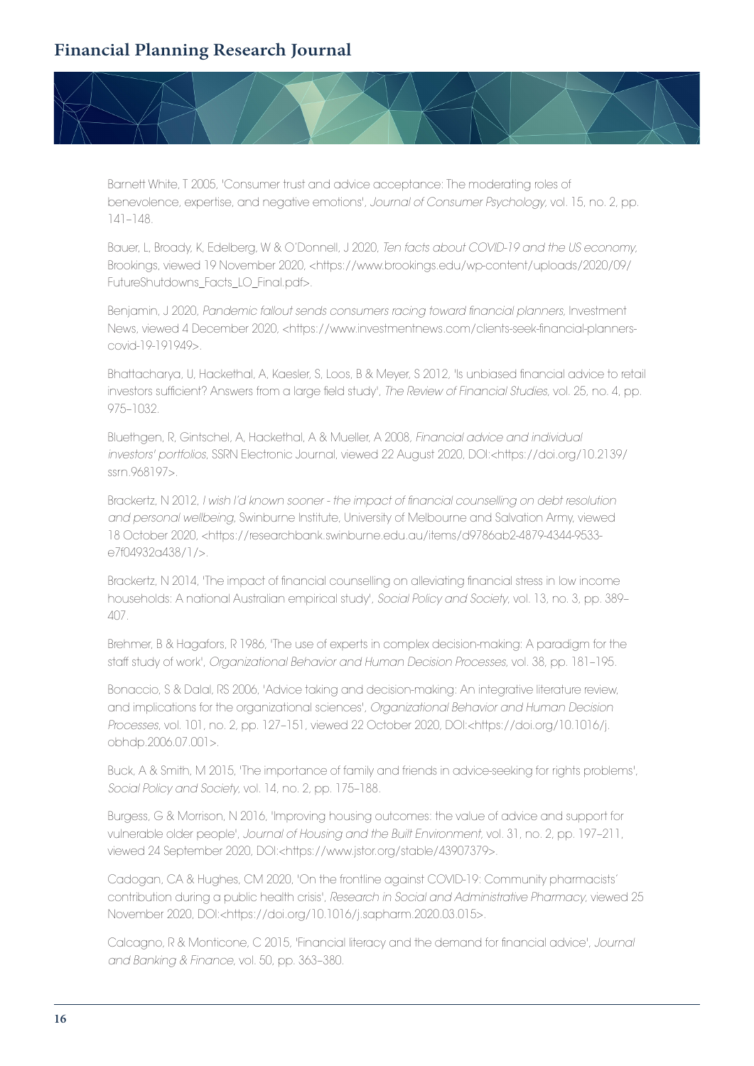Barnett White, T 2005, 'Consumer trust and advice acceptance: The moderating roles of benevolence, expertise, and negative emotions', *Journal of Consumer Psychology*, vol. 15, no. 2, pp. 141–148.

Bauer, L, Broady, K, Edelberg, W & O'Donnell, J 2020, *Ten facts about COVID-19 and the US economy*, Brookings, viewed 19 November 2020, <https://www.brookings.edu/wp-content/uploads/2020/09/FutureShutdowns_Facts_LO_Final.pdf>.

Benjamin, J 2020, *Pandemic fallout sends consumers racing toward financial planners*, Investment News, viewed 4 December 2020, <https://www.investmentnews.com/clients-seek-financial-planners-covid-19-191949>.

Bhattacharya, U, Hackethal, A, Kaesler, S, Loos, B & Meyer, S 2012, 'Is unbiased financial advice to retail investors sufficient? Answers from a large field study', *The Review of Financial Studies*, vol. 25, no. 4, pp. 975–1032.

Bluethgen, R, Gintschel, A, Hackethal, A & Mueller, A 2008, *Financial advice and individual investors' portfolios*, SSRN Electronic Journal, viewed 22 August 2020, DOI:<https://doi.org/10.2139/ssrn.968197>.

Brackertz, N 2012, *I wish I'd known sooner - the impact of financial counselling on debt resolution and personal wellbeing*, Swinburne Institute, University of Melbourne and Salvation Army, viewed 18 October 2020, <https://researchbank.swinburne.edu.au/items/d9786ab2-4879-4344-9533-e7f04932a438/1/>.

Brackertz, N 2014, 'The impact of financial counselling on alleviating financial stress in low income households: A national Australian empirical study', *Social Policy and Society*, vol. 13, no. 3, pp. 389–407.

Brehmer, B & Hagafors, R 1986, 'The use of experts in complex decision-making: A paradigm for the staff study of work', *Organizational Behavior and Human Decision Processes*, vol. 38, pp. 181–195.

Bonaccio, S & Dalal, RS 2006, 'Advice taking and decision-making: An integrative literature review, and implications for the organizational sciences', *Organizational Behavior and Human Decision Processes*, vol. 101, no. 2, pp. 127–151, viewed 22 October 2020, DOI:<https://doi.org/10.1016/j.obhdp.2006.07.001>.

Buck, A & Smith, M 2015, 'The importance of family and friends in advice-seeking for rights problems', *Social Policy and Society*, vol. 14, no. 2, pp. 175–188.

Burgess, G & Morrison, N 2016, 'Improving housing outcomes: the value of advice and support for vulnerable older people', *Journal of Housing and the Built Environment*, vol. 31, no. 2, pp. 197–211, viewed 24 September 2020, DOI:<https://www.jstor.org/stable/43907379>.

Cadogan, CA & Hughes, CM 2020, 'On the frontline against COVID-19: Community pharmacists' contribution during a public health crisis', *Research in Social and Administrative Pharmacy*, viewed 25 November 2020, DOI:<https://doi.org/10.1016/j.sapharm.2020.03.015>.

Calcagno, R & Monticone, C 2015, 'Financial literacy and the demand for financial advice', *Journal and Banking & Finance*, vol. 50, pp. 363–380.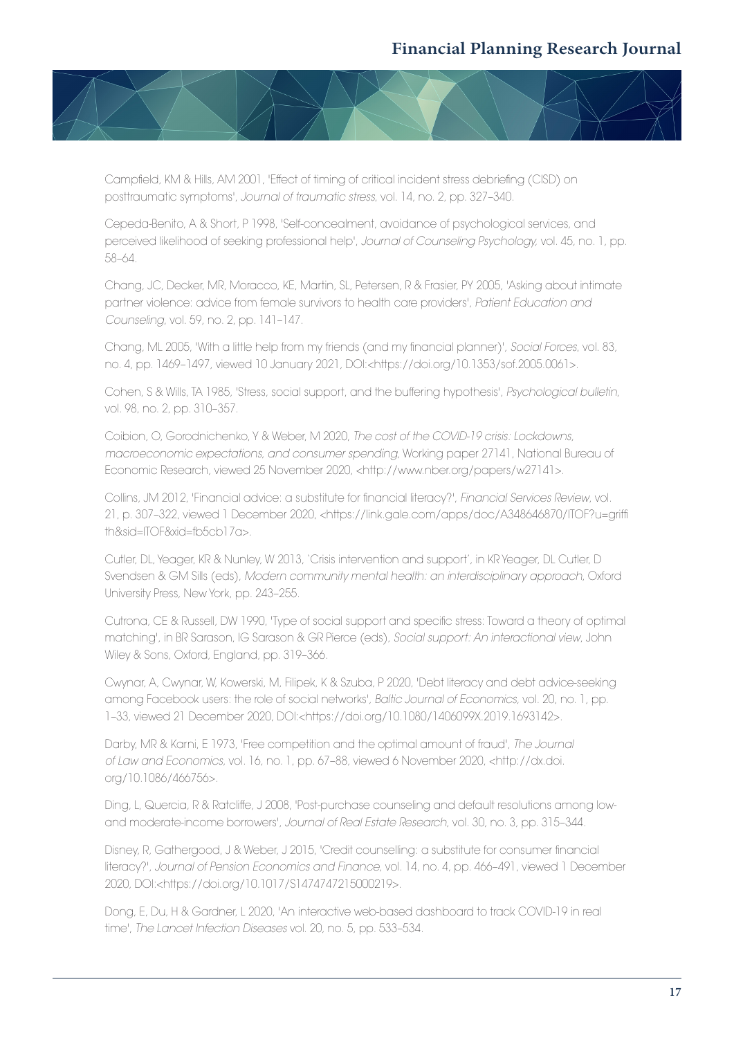Campfield, KM & Hills, AM 2001, 'Effect of timing of critical incident stress debriefing (CISD) on posttraumatic symptoms', *Journal of traumatic stress*, vol. 14, no. 2, pp. 327–340.

Cepeda-Benito, A & Short, P 1998, 'Self-concealment, avoidance of psychological services, and perceived likelihood of seeking professional help', *Journal of Counseling Psychology*, vol. 45, no. 1, pp. 58–64.

Chang, JC, Decker, MR, Moracco, KE, Martin, SL, Petersen, R & Frasier, PY 2005, 'Asking about intimate partner violence: advice from female survivors to health care providers', *Patient Education and Counseling*, vol. 59, no. 2, pp. 141–147.

Chang, ML 2005, 'With a little help from my friends (and my financial planner)', *Social Forces*, vol. 83, no. 4, pp. 1469–1497, viewed 10 January 2021, DOI:<https://doi.org/10.1353/sof.2005.0061>.

Cohen, S & Wills, TA 1985, 'Stress, social support, and the buffering hypothesis', *Psychological bulletin*, vol. 98, no. 2, pp. 310–357.

Coibion, O, Gorodnichenko, Y & Weber, M 2020, *The cost of the COVID-19 crisis: Lockdowns, macroeconomic expectations, and consumer spending*, Working paper 27141, National Bureau of Economic Research, viewed 25 November 2020, <http://www.nber.org/papers/w27141>.

Collins, JM 2012, 'Financial advice: a substitute for financial literacy?', *Financial Services Review*, vol. 21, p. 307–322, viewed 1 December 2020, <https://link.gale.com/apps/doc/A348646870/ITOF?u=griffith&sid=ITOF&xid=fb5cb17a>.

Cutler, DL, Yeager, KR & Nunley, W 2013, 'Crisis intervention and support', in KR Yeager, DL Cutler, D Svendsen & GM Sills (eds), *Modern community mental health: an interdisciplinary approach*, Oxford University Press, New York, pp. 243–255.

Cutrona, CE & Russell, DW 1990, 'Type of social support and specific stress: Toward a theory of optimal matching', in BR Sarason, IG Sarason & GR Pierce (eds), *Social support: An interactional view*, John Wiley & Sons, Oxford, England, pp. 319–366.

Cwynar, A, Cwynar, W, Kowerski, M, Filipek, K & Szuba, P 2020, 'Debt literacy and debt advice-seeking among Facebook users: the role of social networks', *Baltic Journal of Economics*, vol. 20, no. 1, pp. 1–33, viewed 21 December 2020, DOI:<https://doi.org/10.1080/1406099X.2019.1693142>.

Darby, MR & Karni, E 1973, 'Free competition and the optimal amount of fraud', *The Journal of Law and Economics*, vol. 16, no. 1, pp. 67–88, viewed 6 November 2020, <http://dx.doi.org/10.1086/466756>.

Ding, L, Quercia, R & Ratcliffe, J 2008, 'Post-purchase counseling and default resolutions among low- and moderate-income borrowers', *Journal of Real Estate Research*, vol. 30, no. 3, pp. 315–344.

Disney, R, Gathergood, J & Weber, J 2015, 'Credit counselling: a substitute for consumer financial literacy?', *Journal of Pension Economics and Finance*, vol. 14, no. 4, pp. 466–491, viewed 1 December 2020, DOI:<https://doi.org/10.1017/S1474747215000219>.

Dong, E, Du, H & Gardner, L 2020, 'An interactive web-based dashboard to track COVID-19 in real time', *The Lancet Infection Diseases* vol. 20, no. 5, pp. 533–534.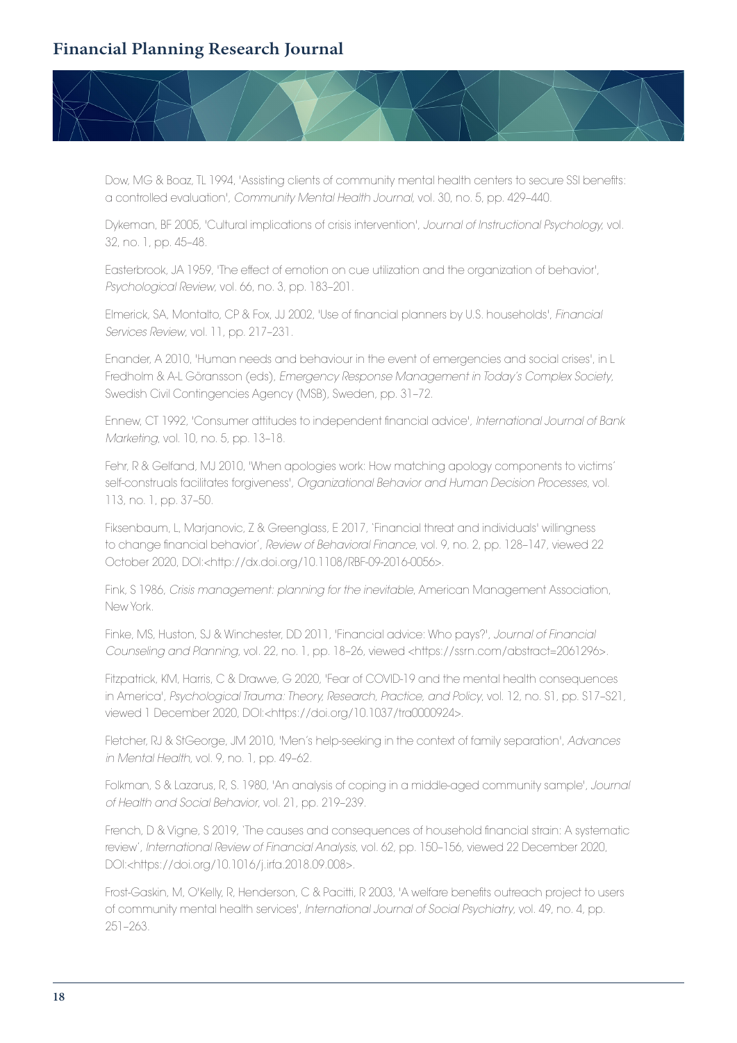Dow, MG & Boaz, TL 1994, 'Assisting clients of community mental health centers to secure SSI benefits: a controlled evaluation', *Community Mental Health Journal*, vol. 30, no. 5, pp. 429–440.

Dykeman, BF 2005, 'Cultural implications of crisis intervention', *Journal of Instructional Psychology*, vol. 32, no. 1, pp. 45–48.

Easterbrook, JA 1959, 'The effect of emotion on cue utilization and the organization of behavior', *Psychological Review*, vol. 66, no. 3, pp. 183–201.

Elmerick, SA, Montalto, CP & Fox, JJ 2002, 'Use of financial planners by U.S. households', *Financial Services Review*, vol. 11, pp. 217–231.

Enander, A 2010, 'Human needs and behaviour in the event of emergencies and social crises', in L Fredholm & A-L Göransson (eds), *Emergency Response Management in Today's Complex Society*, Swedish Civil Contingencies Agency (MSB), Sweden, pp. 31–72.

Ennew, CT 1992, 'Consumer attitudes to independent financial advice', *International Journal of Bank Marketing*, vol. 10, no. 5, pp. 13–18.

Fehr, R & Gelfand, MJ 2010, 'When apologies work: How matching apology components to victims' self-construals facilitates forgiveness', *Organizational Behavior and Human Decision Processes*, vol. 113, no. 1, pp. 37–50.

Fiksenbaum, L, Marjanovic, Z & Greenglass, E 2017, 'Financial threat and individuals' willingness to change financial behavior', *Review of Behavioral Finance*, vol. 9, no. 2, pp. 128–147, viewed 22 October 2020, DOI:<http://dx.doi.org/10.1108/RBF-09-2016-0056>.

Fink, S 1986, *Crisis management: planning for the inevitable*, American Management Association, New York.

Finke, MS, Huston, SJ & Winchester, DD 2011, 'Financial advice: Who pays?', *Journal of Financial Counseling and Planning*, vol. 22, no. 1, pp. 18–26, viewed <https://ssrn.com/abstract=2061296>.

Fitzpatrick, KM, Harris, C & Drawve, G 2020, 'Fear of COVID-19 and the mental health consequences in America', *Psychological Trauma: Theory, Research, Practice, and Policy*, vol. 12, no. S1, pp. S17–S21, viewed 1 December 2020, DOI:<https://doi.org/10.1037/tra0000924>.

Fletcher, RJ & StGeorge, JM 2010, 'Men's help-seeking in the context of family separation', *Advances in Mental Health*, vol. 9, no. 1, pp. 49–62.

Folkman, S & Lazarus, R, S. 1980, 'An analysis of coping in a middle-aged community sample', *Journal of Health and Social Behavior*, vol. 21, pp. 219–239.

French, D & Vigne, S 2019, 'The causes and consequences of household financial strain: A systematic review', *International Review of Financial Analysis*, vol. 62, pp. 150–156, viewed 22 December 2020, DOI:<https://doi.org/10.1016/j.irfa.2018.09.008>.

Frost-Gaskin, M, O'Kelly, R, Henderson, C & Pacitti, R 2003, 'A welfare benefits outreach project to users of community mental health services', *International Journal of Social Psychiatry*, vol. 49, no. 4, pp. 251–263.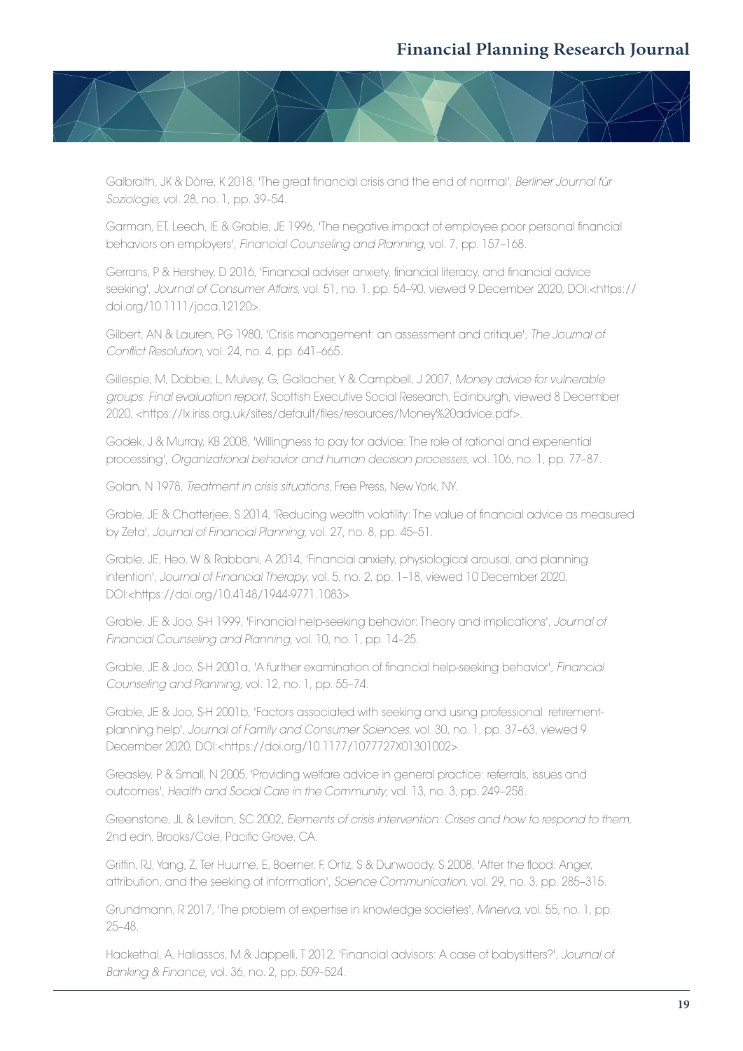Galbraith, JK & Dörre, K 2018, 'The great financial crisis and the end of normal', *Berliner Journal für Soziologie*, vol. 28, no. 1, pp. 39–54.

Garman, ET, Leech, IE & Grable, JE 1996, 'The negative impact of employee poor personal financial behaviors on employers', *Financial Counseling and Planning*, vol. 7, pp. 157–168.

Gerrans, P & Hershey, D 2016, 'Financial adviser anxiety, financial literacy, and financial advice seeking', *Journal of Consumer Affairs*, vol. 51, no. 1, pp. 54–90, viewed 9 December 2020, DOI:<https://doi.org/10.1111/joca.12120>.

Gilbert, AN & Lauren, PG 1980, 'Crisis management: an assessment and critique', *The Journal of Conflict Resolution*, vol. 24, no. 4, pp. 641–665.

Gillespie, M, Dobbie, L, Mulvey, G, Gallacher, Y & Campbell, J 2007, *Money advice for vulnerable groups: Final evaluation report*, Scottish Executive Social Research, Edinburgh, viewed 8 December 2020, <https://lx.iriss.org.uk/sites/default/files/resources/Money%20advice.pdf>.

Godek, J & Murray, KB 2008, 'Willingness to pay for advice: The role of rational and experiential processing', *Organizational behavior and human decision processes*, vol. 106, no. 1, pp. 77–87.

Golan, N 1978, *Treatment in crisis situations*, Free Press, New York, NY.

Grable, JE & Chatterjee, S 2014, 'Reducing wealth volatility: The value of financial advice as measured by Zeta', *Journal of Financial Planning*, vol. 27, no. 8, pp. 45–51.

Grable, JE, Heo, W & Rabbani, A 2014, 'Financial anxiety, physiological arousal, and planning intention', *Journal of Financial Therapy*, vol. 5, no. 2, pp. 1–18, viewed 10 December 2020, DOI:<https://doi.org/10.4148/1944-9771.1083>.

Grable, JE & Joo, S-H 1999, 'Financial help-seeking behavior: Theory and implications', *Journal of Financial Counseling and Planning*, vol. 10, no. 1, pp. 14–25.

Grable, JE & Joo, S-H 2001a, 'A further examination of financial help-seeking behavior', *Financial Counseling and Planning*, vol. 12, no. 1, pp. 55–74.

Grable, JE & Joo, S-H 2001b, 'Factors associated with seeking and using professional retirement-planning help', *Journal of Family and Consumer Sciences*, vol. 30, no. 1, pp. 37–63, viewed 9 December 2020, DOI:<https://doi.org/10.1177/1077727X01301002>.

Greasley, P & Small, N 2005, 'Providing welfare advice in general practice: referrals, issues and outcomes', *Health and Social Care in the Community*, vol. 13, no. 3, pp. 249–258.

Greenstone, JL & Leviton, SC 2002, *Elements of crisis intervention: Crises and how to respond to them*, 2nd edn, Brooks/Cole, Pacific Grove, CA.

Griffin, RJ, Yang, Z, Ter Huurne, E, Boerner, F, Ortiz, S & Dunwoody, S 2008, 'After the flood: Anger, attribution, and the seeking of information', *Science Communication*, vol. 29, no. 3, pp. 285–315.

Grundmann, R 2017, 'The problem of expertise in knowledge societies', *Minerva*, vol. 55, no. 1, pp. 25–48.

Hackethal, A, Haliassos, M & Jappelli, T 2012, 'Financial advisors: A case of babysitters?', *Journal of Banking & Finance*, vol. 36, no. 2, pp. 509–524.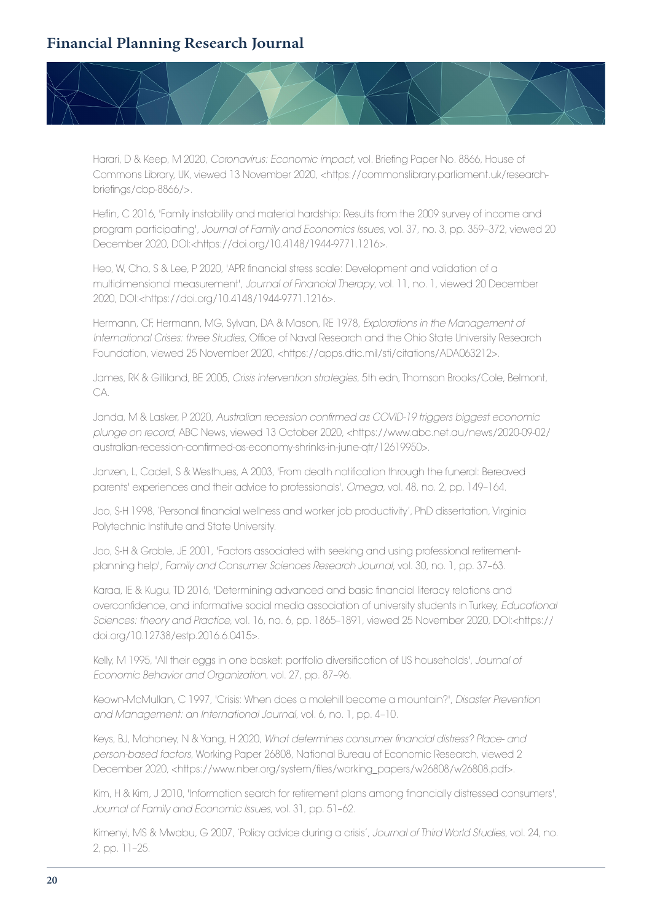Harari, D & Keep, M 2020, *Coronavirus: Economic impact*, vol. Briefing Paper No. 8866, House of Commons Library, UK, viewed 13 November 2020, <https://commonslibrary.parliament.uk/research-briefings/cbp-8866/>.

Heflin, C 2016, 'Family instability and material hardship: Results from the 2009 survey of income and program participating', *Journal of Family and Economics Issues*, vol. 37, no. 3, pp. 359–372, viewed 20 December 2020, DOI:<https://doi.org/10.4148/1944-9771.1216>.

Heo, W, Cho, S & Lee, P 2020, 'APR financial stress scale: Development and validation of a multidimensional measurement', *Journal of Financial Therapy*, vol. 11, no. 1, viewed 20 December 2020, DOI:<https://doi.org/10.4148/1944-9771.1216>.

Hermann, CF, Hermann, MG, Sylvan, DA & Mason, RE 1978, *Explorations in the Management of International Crises: three Studies*, Office of Naval Research and the Ohio State University Research Foundation, viewed 25 November 2020, <https://apps.dtic.mil/sti/citations/ADA063212>.

James, RK & Gilliland, BE 2005, *Crisis intervention strategies*, 5th edn, Thomson Brooks/Cole, Belmont, CA.

Janda, M & Lasker, P 2020, *Australian recession confirmed as COVID-19 triggers biggest economic plunge on record*, ABC News, viewed 13 October 2020, <https://www.abc.net.au/news/2020-09-02/australian-recession-confirmed-as-economy-shrinks-in-june-qtr/12619950>.

Janzen, L, Cadell, S & Westhues, A 2003, 'From death notification through the funeral: Bereaved parents' experiences and their advice to professionals', *Omega*, vol. 48, no. 2, pp. 149–164.

Joo, S-H 1998, 'Personal financial wellness and worker job productivity', PhD dissertation, Virginia Polytechnic Institute and State University.

Joo, S-H & Grable, JE 2001, 'Factors associated with seeking and using professional retirement-planning help', *Family and Consumer Sciences Research Journal*, vol. 30, no. 1, pp. 37–63.

Karaa, IE & Kugu, TD 2016, 'Determining advanced and basic financial literacy relations and overconfidence, and informative social media association of university students in Turkey, *Educational Sciences: theory and Practice*, vol. 16, no. 6, pp. 1865–1891, viewed 25 November 2020, DOI:<https://doi.org/10.12738/estp.2016.6.0415>.

Kelly, M 1995, 'All their eggs in one basket: portfolio diversification of US households', *Journal of Economic Behavior and Organization*, vol. 27, pp. 87–96.

Keown-McMullan, C 1997, 'Crisis: When does a molehill become a mountain?', *Disaster Prevention and Management: an International Journal*, vol. 6, no. 1, pp. 4–10.

Keys, BJ, Mahoney, N & Yang, H 2020, *What determines consumer financial distress? Place- and person-based factors*, Working Paper 26808, National Bureau of Economic Research, viewed 2 December 2020, <https://www.nber.org/system/files/working_papers/w26808/w26808.pdf>.

Kim, H & Kim, J 2010, 'Information search for retirement plans among financially distressed consumers', *Journal of Family and Economic Issues*, vol. 31, pp. 51–62.

Kimenyi, MS & Mwabu, G 2007, 'Policy advice during a crisis', *Journal of Third World Studies*, vol. 24, no. 2, pp. 11–25.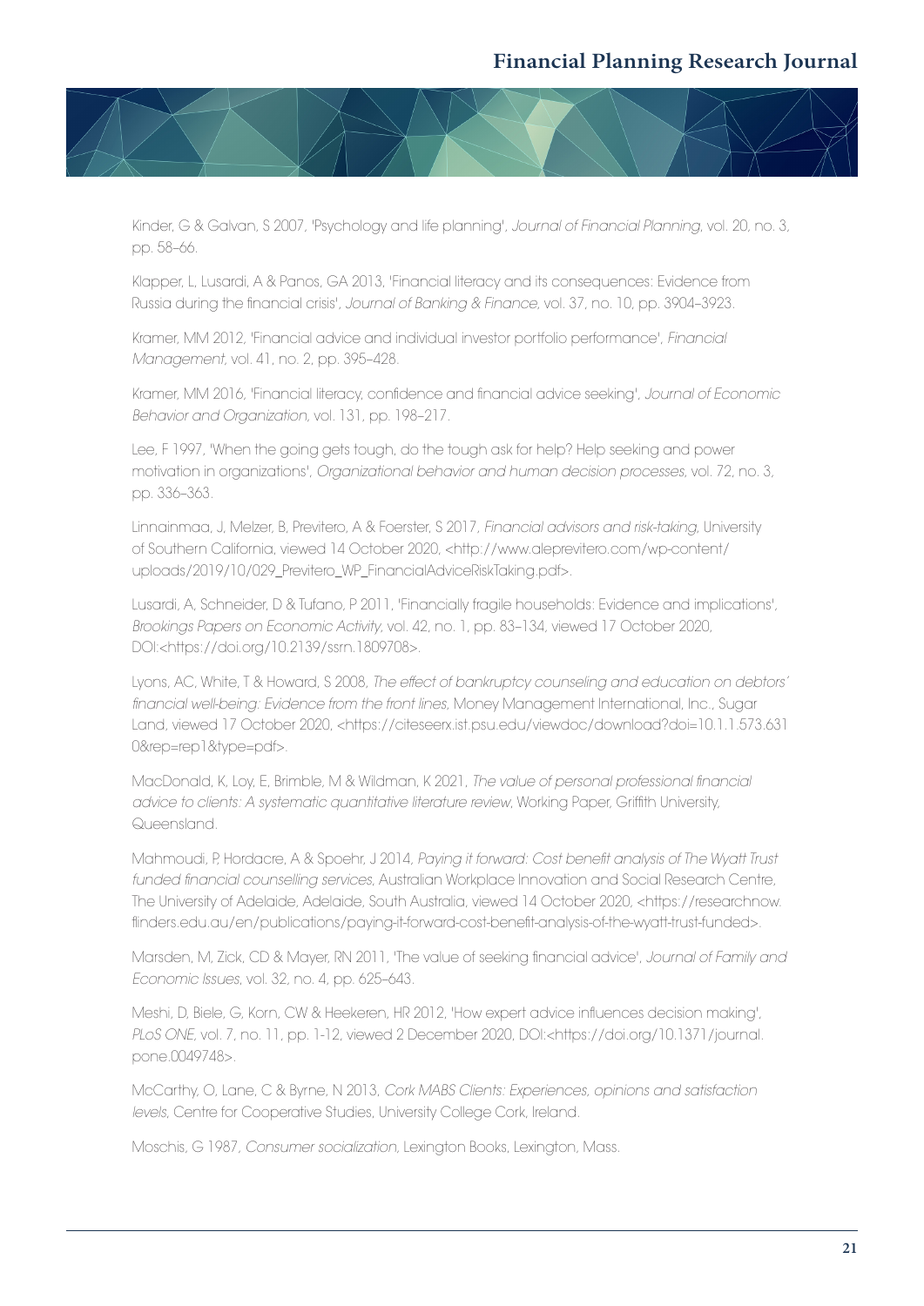Kinder, G & Galvan, S 2007, 'Psychology and life planning', *Journal of Financial Planning*, vol. 20, no. 3, pp. 58–66.

Klapper, L, Lusardi, A & Panos, GA 2013, 'Financial literacy and its consequences: Evidence from Russia during the financial crisis', *Journal of Banking & Finance*, vol. 37, no. 10, pp. 3904–3923.

Kramer, MM 2012, 'Financial advice and individual investor portfolio performance', *Financial Management*, vol. 41, no. 2, pp. 395–428.

Kramer, MM 2016, 'Financial literacy, confidence and financial advice seeking', *Journal of Economic Behavior and Organization*, vol. 131, pp. 198–217.

Lee, F 1997, 'When the going gets tough, do the tough ask for help? Help seeking and power motivation in organizations', *Organizational behavior and human decision processes*, vol. 72, no. 3, pp. 336–363.

Linnainmaa, J, Melzer, B, Previtero, A & Foerster, S 2017, *Financial advisors and risk-taking*, University of Southern California, viewed 14 October 2020, <http://www.aleprevitero.com/wp-content/uploads/2019/10/029_Previtero_WP_FinancialAdviceRiskTaking.pdf>.

Lusardi, A, Schneider, D & Tufano, P 2011, 'Financially fragile households: Evidence and implications', *Brookings Papers on Economic Activity*, vol. 42, no. 1, pp. 83–134, viewed 17 October 2020, DOI:<https://doi.org/10.2139/ssrn.1809708>.

Lyons, AC, White, T & Howard, S 2008, *The effect of bankruptcy counseling and education on debtors' financial well-being: Evidence from the front lines*, Money Management International, Inc., Sugar Land, viewed 17 October 2020, <https://citeseerx.ist.psu.edu/viewdoc/download?doi=10.1.1.573.6310&rep=rep1&type=pdf>.

MacDonald, K, Loy, E, Brimble, M & Wildman, K 2021, *The value of personal professional financial advice to clients: A systematic quantitative literature review*, Working Paper, Griffith University, Queensland.

Mahmoudi, P, Hordacre, A & Spoehr, J 2014, *Paying it forward: Cost benefit analysis of The Wyatt Trust funded financial counselling services*, Australian Workplace Innovation and Social Research Centre, The University of Adelaide, Adelaide, South Australia, viewed 14 October 2020, <https://researchnow.flinders.edu.au/en/publications/paying-it-forward-cost-benefit-analysis-of-the-wyatt-trust-funded>.

Marsden, M, Zick, CD & Mayer, RN 2011, 'The value of seeking financial advice', *Journal of Family and Economic Issues*, vol. 32, no. 4, pp. 625–643.

Meshi, D, Biele, G, Korn, CW & Heekeren, HR 2012, 'How expert advice influences decision making', *PLoS ONE*, vol. 7, no. 11, pp. 1-12, viewed 2 December 2020, DOI:<https://doi.org/10.1371/journal.pone.0049748>.

McCarthy, O, Lane, C & Byrne, N 2013, *Cork MABS Clients: Experiences, opinions and satisfaction levels*, Centre for Cooperative Studies, University College Cork, Ireland.

Moschis, G 1987, *Consumer socialization*, Lexington Books, Lexington, Mass.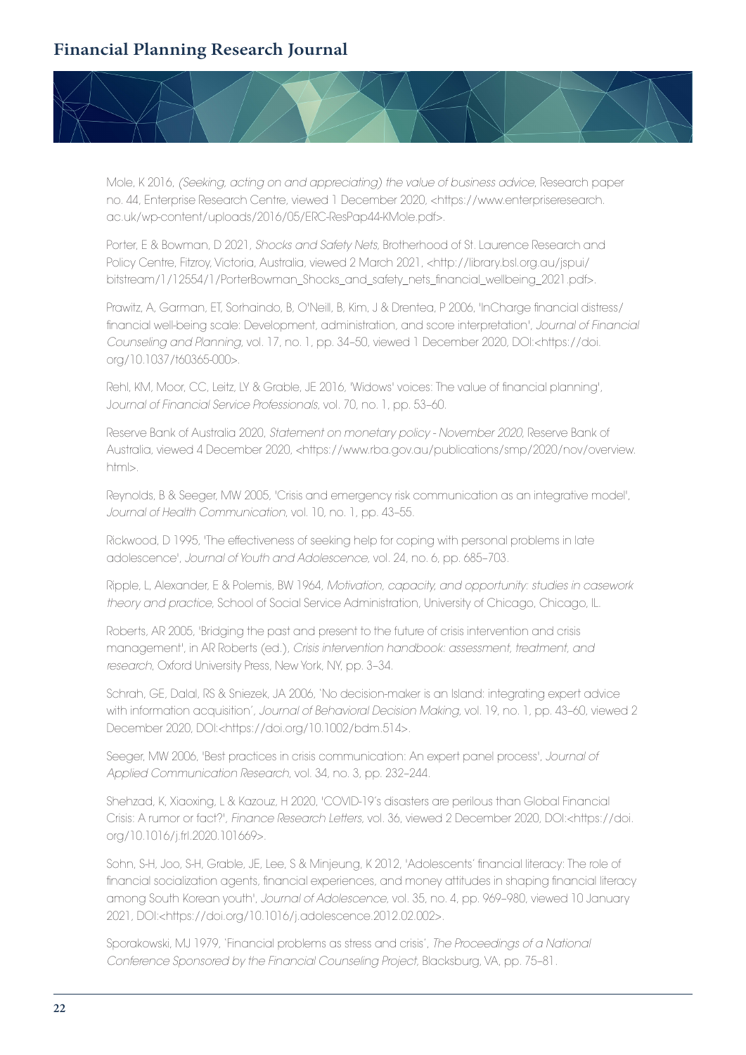Mole, K 2016, *(Seeking, acting on and appreciating) the value of business advice*, Research paper no. 44, Enterprise Research Centre, viewed 1 December 2020, <https://www.enterpriseresearch.ac.uk/wp-content/uploads/2016/05/ERC-ResPap44-KMole.pdf>.

Porter, E & Bowman, D 2021, *Shocks and Safety Nets*, Brotherhood of St. Laurence Research and Policy Centre, Fitzroy, Victoria, Australia, viewed 2 March 2021, <http://library.bsl.org.au/jspui/bitstream/1/12554/1/PorterBowman_Shocks_and_safety_nets_financial_wellbeing_2021.pdf>.

Prawitz, A, Garman, ET, Sorhaindo, B, O'Neill, B, Kim, J & Drentea, P 2006, 'InCharge financial distress/financial well-being scale: Development, administration, and score interpretation', *Journal of Financial Counseling and Planning*, vol. 17, no. 1, pp. 34–50, viewed 1 December 2020, DOI:<https://doi.org/10.1037/t60365-000>.

Rehl, KM, Moor, CC, Leitz, LY & Grable, JE 2016, 'Widows' voices: The value of financial planning', *Journal of Financial Service Professionals*, vol. 70, no. 1, pp. 53–60.

Reserve Bank of Australia 2020, *Statement on monetary policy - November 2020*, Reserve Bank of Australia, viewed 4 December 2020, <https://www.rba.gov.au/publications/smp/2020/nov/overview.html>.

Reynolds, B & Seeger, MW 2005, 'Crisis and emergency risk communication as an integrative model', *Journal of Health Communication*, vol. 10, no. 1, pp. 43–55.

Rickwood, D 1995, 'The effectiveness of seeking help for coping with personal problems in late adolescence', *Journal of Youth and Adolescence*, vol. 24, no. 6, pp. 685–703.

Ripple, L, Alexander, E & Polemis, BW 1964, *Motivation, capacity, and opportunity: studies in casework theory and practice*, School of Social Service Administration, University of Chicago, Chicago, IL.

Roberts, AR 2005, 'Bridging the past and present to the future of crisis intervention and crisis management', in AR Roberts (ed.), *Crisis intervention handbook: assessment, treatment, and research*, Oxford University Press, New York, NY, pp. 3–34.

Schrah, GE, Dalal, RS & Sniezek, JA 2006, 'No decision-maker is an Island: integrating expert advice with information acquisition', *Journal of Behavioral Decision Making*, vol. 19, no. 1, pp. 43–60, viewed 2 December 2020, DOI:<https://doi.org/10.1002/bdm.514>.

Seeger, MW 2006, 'Best practices in crisis communication: An expert panel process', *Journal of Applied Communication Research*, vol. 34, no. 3, pp. 232–244.

Shehzad, K, Xiaoxing, L & Kazouz, H 2020, 'COVID-19's disasters are perilous than Global Financial Crisis: A rumor or fact?', *Finance Research Letters*, vol. 36, viewed 2 December 2020, DOI:<https://doi.org/10.1016/j.frl.2020.101669>.

Sohn, S-H, Joo, S-H, Grable, JE, Lee, S & Minjeung, K 2012, 'Adolescents' financial literacy: The role of financial socialization agents, financial experiences, and money attitudes in shaping financial literacy among South Korean youth', *Journal of Adolescence*, vol. 35, no. 4, pp. 969–980, viewed 10 January 2021, DOI:<https://doi.org/10.1016/j.adolescence.2012.02.002>.

Sporakowski, MJ 1979, 'Financial problems as stress and crisis', *The Proceedings of a National Conference Sponsored by the Financial Counseling Project*, Blacksburg, VA, pp. 75–81.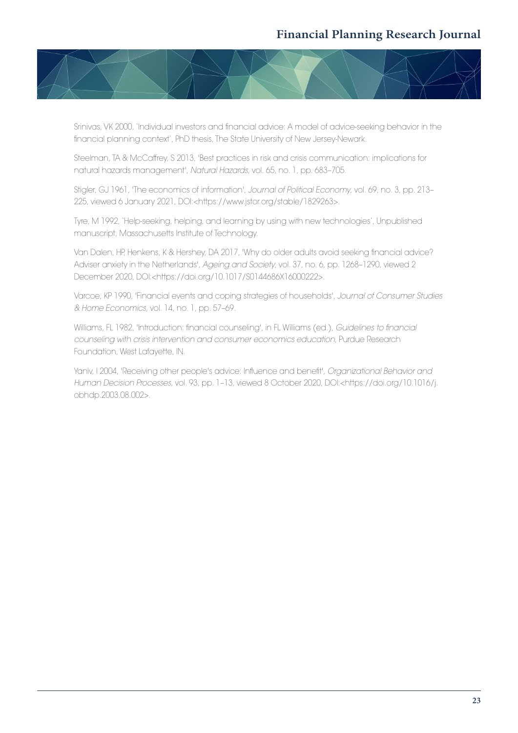Srinivas, VK 2000, 'Individual investors and financial advice: A model of advice-seeking behavior in the financial planning context', PhD thesis, The State University of New Jersey-Newark.

Steelman, TA & McCaffrey, S 2013, 'Best practices in risk and crisis communication: implications for natural hazards management', *Natural Hazards*, vol. 65, no. 1, pp. 683–705.

Stigler, GJ 1961, 'The economics of information', *Journal of Political Economy*, vol. 69, no. 3, pp. 213–225, viewed 6 January 2021, DOI:<https://www.jstor.org/stable/1829263>.

Tyre, M 1992, 'Help-seeking, helping, and learning by using with new technologies', Unpublished manuscript, Massachusetts Institute of Technology.

Van Dalen, HP, Henkens, K & Hershey, DA 2017, 'Why do older adults avoid seeking financial advice? Adviser anxiety in the Netherlands', *Ageing and Society*, vol. 37, no. 6, pp. 1268–1290, viewed 2 December 2020, DOI:<https://doi.org/10.1017/S0144686X16000222>.

Varcoe, KP 1990, 'Financial events and coping strategies of households', *Journal of Consumer Studies & Home Economics*, vol. 14, no. 1, pp. 57–69.

Williams, FL 1982, 'Introduction: financial counseling', in FL Williams (ed.), *Guidelines to financial counseling with crisis intervention and consumer economics education*, Purdue Research Foundation, West Lafayette, IN.

Yaniv, I 2004, 'Receiving other people's advice: Influence and benefit', *Organizational Behavior and Human Decision Processes*, vol. 93, pp. 1–13, viewed 8 October 2020, DOI:<https://doi.org/10.1016/j.obhdp.2003.08.002>.